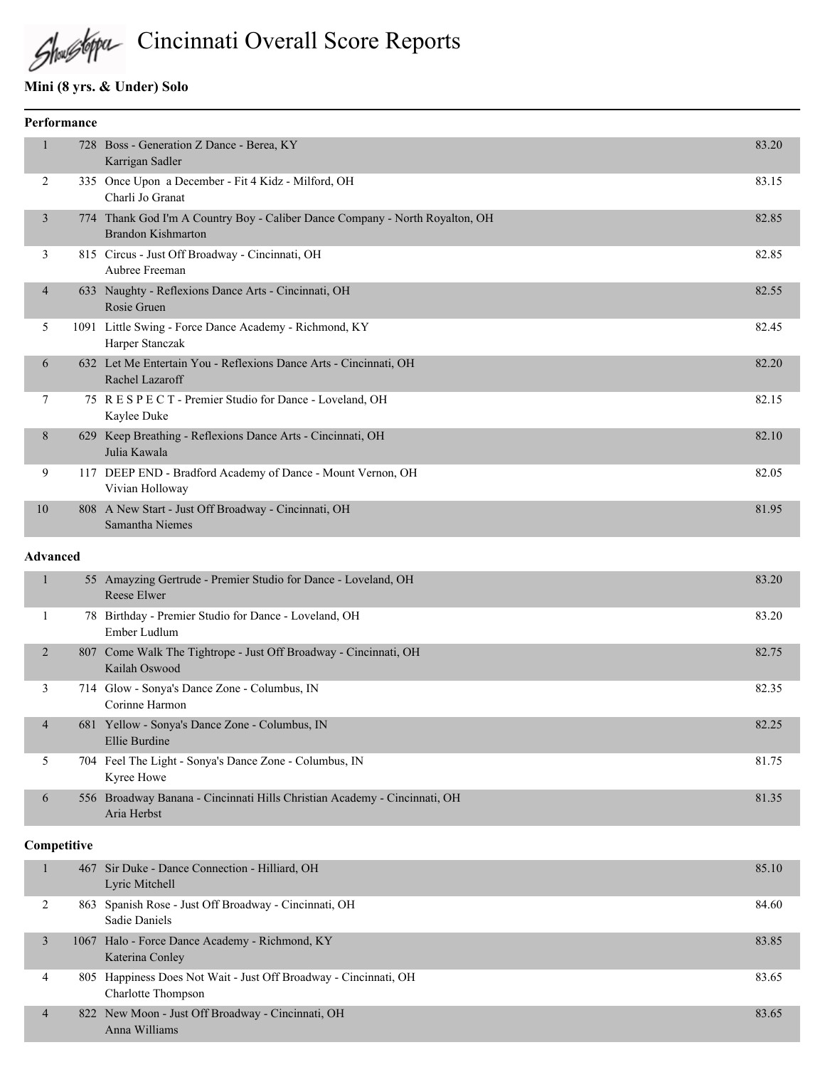# Cincinnati Overall Score Reports

## Mini (8 yrs. & Under) Solo

### Performance

| Place | No. | Entry | Score |
|---|---|---|---|
| 1 | 728 | Boss - Generation Z Dance - Berea, KY<br>Karrigan Sadler | 83.20 |
| 2 | 335 | Once Upon a December - Fit 4 Kidz - Milford, OH<br>Charli Jo Granat | 83.15 |
| 3 | 774 | Thank God I'm A Country Boy - Caliber Dance Company - North Royalton, OH<br>Brandon Kishmarton | 82.85 |
| 3 | 815 | Circus - Just Off Broadway - Cincinnati, OH<br>Aubree Freeman | 82.85 |
| 4 | 633 | Naughty - Reflexions Dance Arts - Cincinnati, OH<br>Rosie Gruen | 82.55 |
| 5 | 1091 | Little Swing - Force Dance Academy - Richmond, KY<br>Harper Stanczak | 82.45 |
| 6 | 632 | Let Me Entertain You - Reflexions Dance Arts - Cincinnati, OH<br>Rachel Lazaroff | 82.20 |
| 7 | 75 | R E S P E C T - Premier Studio for Dance - Loveland, OH<br>Kaylee Duke | 82.15 |
| 8 | 629 | Keep Breathing - Reflexions Dance Arts - Cincinnati, OH<br>Julia Kawala | 82.10 |
| 9 | 117 | DEEP END - Bradford Academy of Dance - Mount Vernon, OH<br>Vivian Holloway | 82.05 |
| 10 | 808 | A New Start - Just Off Broadway - Cincinnati, OH<br>Samantha Niemes | 81.95 |

### Advanced

| Place | No. | Entry | Score |
|---|---|---|---|
| 1 | 55 | Amayzing Gertrude - Premier Studio for Dance - Loveland, OH<br>Reese Elwer | 83.20 |
| 1 | 78 | Birthday - Premier Studio for Dance - Loveland, OH<br>Ember Ludlum | 83.20 |
| 2 | 807 | Come Walk The Tightrope - Just Off Broadway - Cincinnati, OH<br>Kailah Oswood | 82.75 |
| 3 | 714 | Glow - Sonya's Dance Zone - Columbus, IN<br>Corinne Harmon | 82.35 |
| 4 | 681 | Yellow - Sonya's Dance Zone - Columbus, IN<br>Ellie Burdine | 82.25 |
| 5 | 704 | Feel The Light - Sonya's Dance Zone - Columbus, IN<br>Kyree Howe | 81.75 |
| 6 | 556 | Broadway Banana - Cincinnati Hills Christian Academy - Cincinnati, OH<br>Aria Herbst | 81.35 |

### Competitive

| Place | No. | Entry | Score |
|---|---|---|---|
| 1 | 467 | Sir Duke - Dance Connection - Hilliard, OH<br>Lyric Mitchell | 85.10 |
| 2 | 863 | Spanish Rose - Just Off Broadway - Cincinnati, OH<br>Sadie Daniels | 84.60 |
| 3 | 1067 | Halo - Force Dance Academy - Richmond, KY<br>Katerina Conley | 83.85 |
| 4 | 805 | Happiness Does Not Wait - Just Off Broadway - Cincinnati, OH<br>Charlotte Thompson | 83.65 |
| 4 | 822 | New Moon - Just Off Broadway - Cincinnati, OH<br>Anna Williams | 83.65 |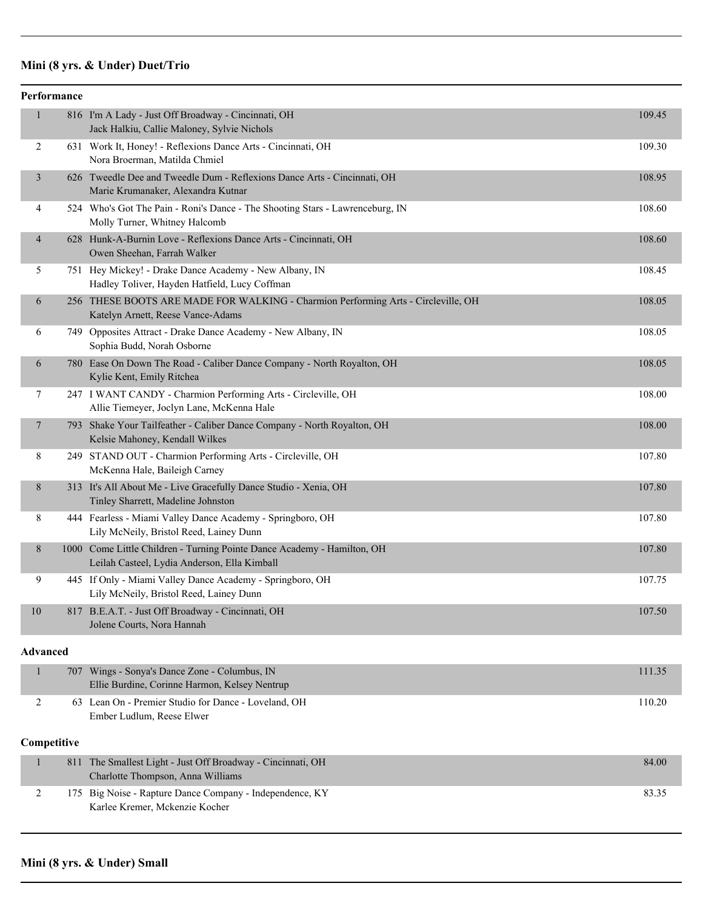## Mini (8 yrs. & Under) Duet/Trio

### Performance

| Place | No. | Entry | Score |
|---|---|---|---|
| 1 | 816 | I'm A Lady - Just Off Broadway - Cincinnati, OH<br>Jack Halkiu, Callie Maloney, Sylvie Nichols | 109.45 |
| 2 | 631 | Work It, Honey! - Reflexions Dance Arts - Cincinnati, OH<br>Nora Broerman, Matilda Chmiel | 109.30 |
| 3 | 626 | Tweedle Dee and Tweedle Dum - Reflexions Dance Arts - Cincinnati, OH<br>Marie Krumanaker, Alexandra Kutnar | 108.95 |
| 4 | 524 | Who's Got The Pain - Roni's Dance - The Shooting Stars - Lawrenceburg, IN<br>Molly Turner, Whitney Halcomb | 108.60 |
| 4 | 628 | Hunk-A-Burnin Love - Reflexions Dance Arts - Cincinnati, OH<br>Owen Sheehan, Farrah Walker | 108.60 |
| 5 | 751 | Hey Mickey! - Drake Dance Academy - New Albany, IN<br>Hadley Toliver, Hayden Hatfield, Lucy Coffman | 108.45 |
| 6 | 256 | THESE BOOTS ARE MADE FOR WALKING - Charmion Performing Arts - Circleville, OH<br>Katelyn Arnett, Reese Vance-Adams | 108.05 |
| 6 | 749 | Opposites Attract - Drake Dance Academy - New Albany, IN<br>Sophia Budd, Norah Osborne | 108.05 |
| 6 | 780 | Ease On Down The Road - Caliber Dance Company - North Royalton, OH<br>Kylie Kent, Emily Ritchea | 108.05 |
| 7 | 247 | I WANT CANDY - Charmion Performing Arts - Circleville, OH<br>Allie Tiemeyer, Joclyn Lane, McKenna Hale | 108.00 |
| 7 | 793 | Shake Your Tailfeather - Caliber Dance Company - North Royalton, OH<br>Kelsie Mahoney, Kendall Wilkes | 108.00 |
| 8 | 249 | STAND OUT - Charmion Performing Arts - Circleville, OH<br>McKenna Hale, Baileigh Carney | 107.80 |
| 8 | 313 | It's All About Me - Live Gracefully Dance Studio - Xenia, OH<br>Tinley Sharrett, Madeline Johnston | 107.80 |
| 8 | 444 | Fearless - Miami Valley Dance Academy - Springboro, OH<br>Lily McNeily, Bristol Reed, Lainey Dunn | 107.80 |
| 8 | 1000 | Come Little Children - Turning Pointe Dance Academy - Hamilton, OH<br>Leilah Casteel, Lydia Anderson, Ella Kimball | 107.80 |
| 9 | 445 | If Only - Miami Valley Dance Academy - Springboro, OH<br>Lily McNeily, Bristol Reed, Lainey Dunn | 107.75 |
| 10 | 817 | B.E.A.T. - Just Off Broadway - Cincinnati, OH<br>Jolene Courts, Nora Hannah | 107.50 |

### Advanced

| Place | No. | Entry | Score |
|---|---|---|---|
| 1 | 707 | Wings - Sonya's Dance Zone - Columbus, IN<br>Ellie Burdine, Corinne Harmon, Kelsey Nentrup | 111.35 |
| 2 | 63 | Lean On - Premier Studio for Dance - Loveland, OH<br>Ember Ludlum, Reese Elwer | 110.20 |

### Competitive

| Place | No. | Entry | Score |
|---|---|---|---|
| 1 | 811 | The Smallest Light - Just Off Broadway - Cincinnati, OH<br>Charlotte Thompson, Anna Williams | 84.00 |
| 2 | 175 | Big Noise - Rapture Dance Company - Independence, KY<br>Karlee Kremer, Mckenzie Kocher | 83.35 |

## Mini (8 yrs. & Under) Small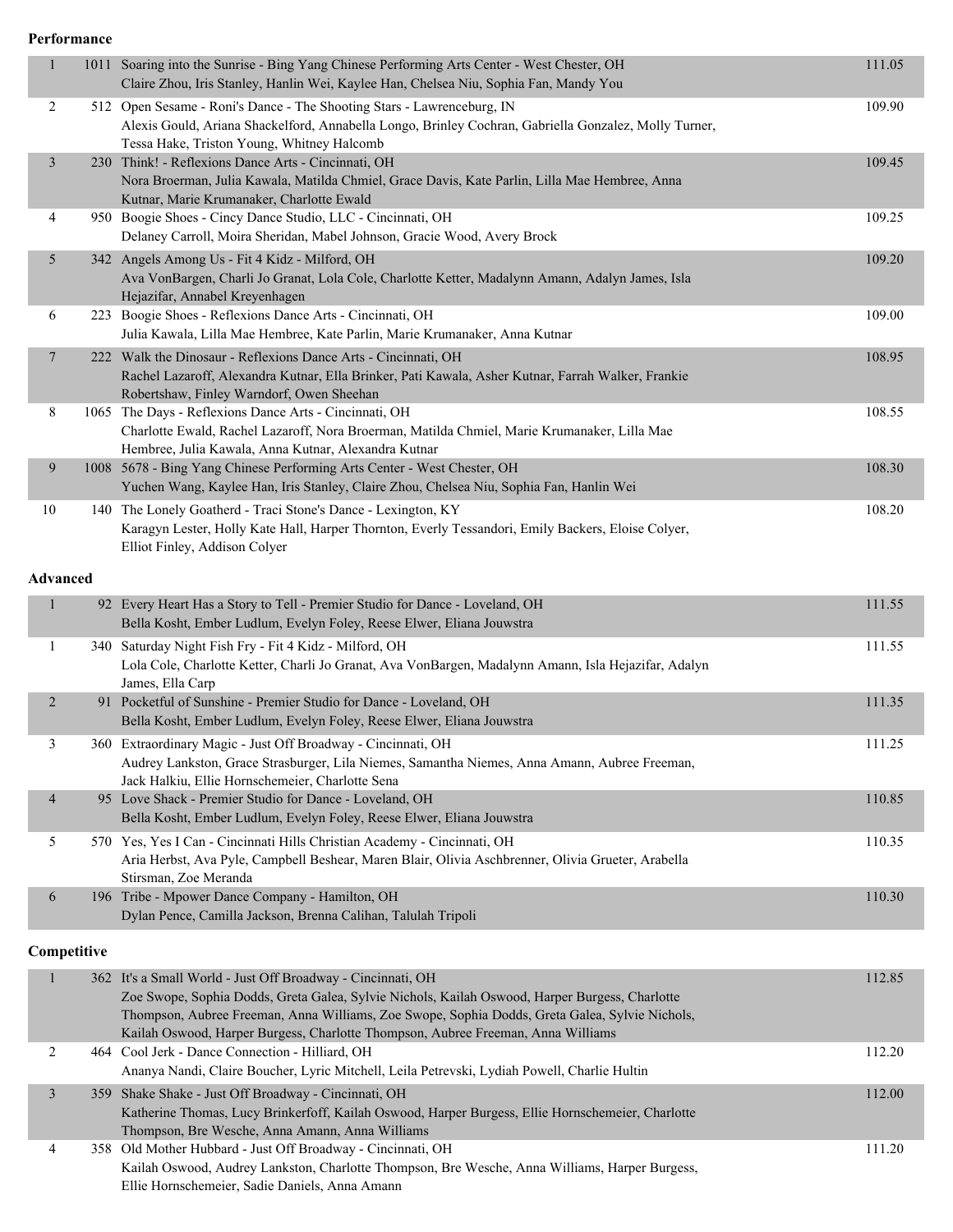**Performance**

| Place | No. | Routine / Dancers | Score |
|---|---|---|---|
| 1 | 1011 | Soaring into the Sunrise - Bing Yang Chinese Performing Arts Center - West Chester, OH<br>Claire Zhou, Iris Stanley, Hanlin Wei, Kaylee Han, Chelsea Niu, Sophia Fan, Mandy You | 111.05 |
| 2 | 512 | Open Sesame - Roni's Dance - The Shooting Stars - Lawrenceburg, IN<br>Alexis Gould, Ariana Shackelford, Annabella Longo, Brinley Cochran, Gabriella Gonzalez, Molly Turner, Tessa Hake, Triston Young, Whitney Halcomb | 109.90 |
| 3 | 230 | Think! - Reflexions Dance Arts - Cincinnati, OH<br>Nora Broerman, Julia Kawala, Matilda Chmiel, Grace Davis, Kate Parlin, Lilla Mae Hembree, Anna Kutnar, Marie Krumanaker, Charlotte Ewald | 109.45 |
| 4 | 950 | Boogie Shoes - Cincy Dance Studio, LLC - Cincinnati, OH<br>Delaney Carroll, Moira Sheridan, Mabel Johnson, Gracie Wood, Avery Brock | 109.25 |
| 5 | 342 | Angels Among Us - Fit 4 Kidz - Milford, OH<br>Ava VonBargen, Charli Jo Granat, Lola Cole, Charlotte Ketter, Madalynn Amann, Adalyn James, Isla Hejazifar, Annabel Kreyenhagen | 109.20 |
| 6 | 223 | Boogie Shoes - Reflexions Dance Arts - Cincinnati, OH<br>Julia Kawala, Lilla Mae Hembree, Kate Parlin, Marie Krumanaker, Anna Kutnar | 109.00 |
| 7 | 222 | Walk the Dinosaur - Reflexions Dance Arts - Cincinnati, OH<br>Rachel Lazaroff, Alexandra Kutnar, Ella Brinker, Pati Kawala, Asher Kutnar, Farrah Walker, Frankie Robertshaw, Finley Warndorf, Owen Sheehan | 108.95 |
| 8 | 1065 | The Days - Reflexions Dance Arts - Cincinnati, OH<br>Charlotte Ewald, Rachel Lazaroff, Nora Broerman, Matilda Chmiel, Marie Krumanaker, Lilla Mae Hembree, Julia Kawala, Anna Kutnar, Alexandra Kutnar | 108.55 |
| 9 | 1008 | 5678 - Bing Yang Chinese Performing Arts Center - West Chester, OH<br>Yuchen Wang, Kaylee Han, Iris Stanley, Claire Zhou, Chelsea Niu, Sophia Fan, Hanlin Wei | 108.30 |
| 10 | 140 | The Lonely Goatherd - Traci Stone's Dance - Lexington, KY<br>Karagyn Lester, Holly Kate Hall, Harper Thornton, Everly Tessandori, Emily Backers, Eloise Colyer, Elliot Finley, Addison Colyer | 108.20 |

**Advanced**

| Place | No. | Routine / Dancers | Score |
|---|---|---|---|
| 1 | 92 | Every Heart Has a Story to Tell - Premier Studio for Dance - Loveland, OH<br>Bella Kosht, Ember Ludlum, Evelyn Foley, Reese Elwer, Eliana Jouwstra | 111.55 |
| 1 | 340 | Saturday Night Fish Fry - Fit 4 Kidz - Milford, OH<br>Lola Cole, Charlotte Ketter, Charli Jo Granat, Ava VonBargen, Madalynn Amann, Isla Hejazifar, Adalyn James, Ella Carp | 111.55 |
| 2 | 91 | Pocketful of Sunshine - Premier Studio for Dance - Loveland, OH<br>Bella Kosht, Ember Ludlum, Evelyn Foley, Reese Elwer, Eliana Jouwstra | 111.35 |
| 3 | 360 | Extraordinary Magic - Just Off Broadway - Cincinnati, OH<br>Audrey Lankston, Grace Strasburger, Lila Niemes, Samantha Niemes, Anna Amann, Aubree Freeman, Jack Halkiu, Ellie Hornschemeier, Charlotte Sena | 111.25 |
| 4 | 95 | Love Shack - Premier Studio for Dance - Loveland, OH<br>Bella Kosht, Ember Ludlum, Evelyn Foley, Reese Elwer, Eliana Jouwstra | 110.85 |
| 5 | 570 | Yes, Yes I Can - Cincinnati Hills Christian Academy - Cincinnati, OH<br>Aria Herbst, Ava Pyle, Campbell Beshear, Maren Blair, Olivia Aschbrenner, Olivia Grueter, Arabella Stirsman, Zoe Meranda | 110.35 |
| 6 | 196 | Tribe - Mpower Dance Company - Hamilton, OH<br>Dylan Pence, Camilla Jackson, Brenna Calihan, Talulah Tripoli | 110.30 |

**Competitive**

| Place | No. | Routine / Dancers | Score |
|---|---|---|---|
| 1 | 362 | It's a Small World - Just Off Broadway - Cincinnati, OH<br>Zoe Swope, Sophia Dodds, Greta Galea, Sylvie Nichols, Kailah Oswood, Harper Burgess, Charlotte Thompson, Aubree Freeman, Anna Williams, Zoe Swope, Sophia Dodds, Greta Galea, Sylvie Nichols, Kailah Oswood, Harper Burgess, Charlotte Thompson, Aubree Freeman, Anna Williams | 112.85 |
| 2 | 464 | Cool Jerk - Dance Connection - Hilliard, OH<br>Ananya Nandi, Claire Boucher, Lyric Mitchell, Leila Petrevski, Lydiah Powell, Charlie Hultin | 112.20 |
| 3 | 359 | Shake Shake - Just Off Broadway - Cincinnati, OH<br>Katherine Thomas, Lucy Brinkerkoff, Kailah Oswood, Harper Burgess, Ellie Hornschemeier, Charlotte Thompson, Bre Wesche, Anna Amann, Anna Williams | 112.00 |
| 4 | 358 | Old Mother Hubbard - Just Off Broadway - Cincinnati, OH<br>Kailah Oswood, Audrey Lankston, Charlotte Thompson, Bre Wesche, Anna Williams, Harper Burgess, Ellie Hornschemeier, Sadie Daniels, Anna Amann | 111.20 |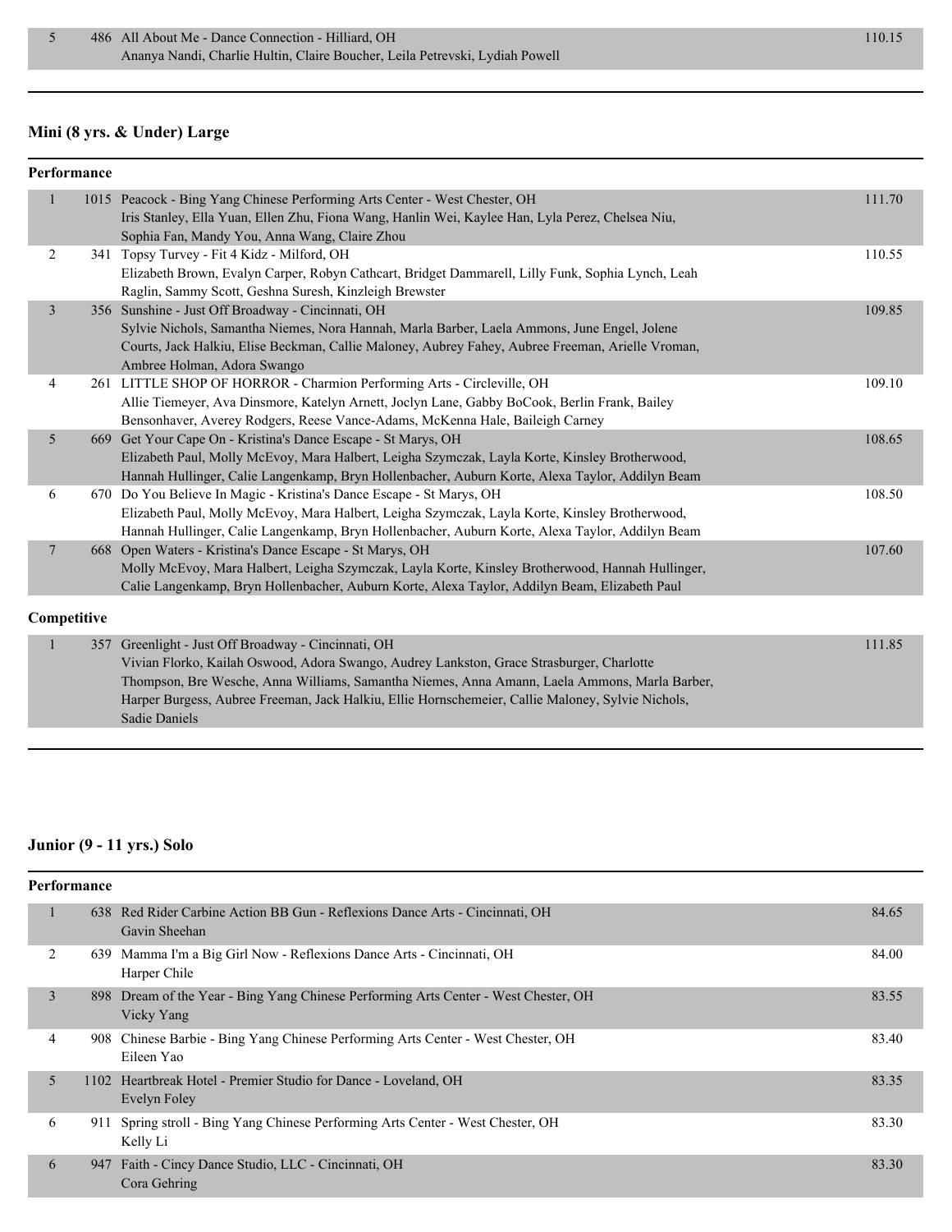| | | | |
|---|---|---|---|
| 5 | 486 | All About Me - Dance Connection - Hilliard, OH<br>Ananya Nandi, Charlie Hultin, Claire Boucher, Leila Petrevski, Lydiah Powell | 110.15 |

### Mini (8 yrs. & Under) Large

**Performance**

| | | | |
|---|---|---|---|
| 1 | 1015 | Peacock - Bing Yang Chinese Performing Arts Center - West Chester, OH<br>Iris Stanley, Ella Yuan, Ellen Zhu, Fiona Wang, Hanlin Wei, Kaylee Han, Lyla Perez, Chelsea Niu, Sophia Fan, Mandy You, Anna Wang, Claire Zhou | 111.70 |
| 2 | 341 | Topsy Turvey - Fit 4 Kidz - Milford, OH<br>Elizabeth Brown, Evalyn Carper, Robyn Cathcart, Bridget Dammarell, Lilly Funk, Sophia Lynch, Leah Raglin, Sammy Scott, Geshna Suresh, Kinzleigh Brewster | 110.55 |
| 3 | 356 | Sunshine - Just Off Broadway - Cincinnati, OH<br>Sylvie Nichols, Samantha Niemes, Nora Hannah, Marla Barber, Laela Ammons, June Engel, Jolene Courts, Jack Halkiu, Elise Beckman, Callie Maloney, Aubrey Fahey, Aubree Freeman, Arielle Vroman, Ambree Holman, Adora Swango | 109.85 |
| 4 | 261 | LITTLE SHOP OF HORROR - Charmion Performing Arts - Circleville, OH<br>Allie Tiemeyer, Ava Dinsmore, Katelyn Arnett, Joclyn Lane, Gabby BoCook, Berlin Frank, Bailey Bensonhaver, Averey Rodgers, Reese Vance-Adams, McKenna Hale, Baileigh Carney | 109.10 |
| 5 | 669 | Get Your Cape On - Kristina's Dance Escape - St Marys, OH<br>Elizabeth Paul, Molly McEvoy, Mara Halbert, Leigha Szymczak, Layla Korte, Kinsley Brotherwood, Hannah Hullinger, Calie Langenkamp, Bryn Hollenbacher, Auburn Korte, Alexa Taylor, Addilyn Beam | 108.65 |
| 6 | 670 | Do You Believe In Magic - Kristina's Dance Escape - St Marys, OH<br>Elizabeth Paul, Molly McEvoy, Mara Halbert, Leigha Szymczak, Layla Korte, Kinsley Brotherwood, Hannah Hullinger, Calie Langenkamp, Bryn Hollenbacher, Auburn Korte, Alexa Taylor, Addilyn Beam | 108.50 |
| 7 | 668 | Open Waters - Kristina's Dance Escape - St Marys, OH<br>Molly McEvoy, Mara Halbert, Leigha Szymczak, Layla Korte, Kinsley Brotherwood, Hannah Hullinger, Calie Langenkamp, Bryn Hollenbacher, Auburn Korte, Alexa Taylor, Addilyn Beam, Elizabeth Paul | 107.60 |

**Competitive**

| | | | |
|---|---|---|---|
| 1 | 357 | Greenlight - Just Off Broadway - Cincinnati, OH<br>Vivian Florko, Kailah Oswood, Adora Swango, Audrey Lankston, Grace Strasburger, Charlotte Thompson, Bre Wesche, Anna Williams, Samantha Niemes, Anna Amann, Laela Ammons, Marla Barber, Harper Burgess, Aubree Freeman, Jack Halkiu, Ellie Hornschemeier, Callie Maloney, Sylvie Nichols, Sadie Daniels | 111.85 |

### Junior (9 - 11 yrs.) Solo

**Performance**

| | | | |
|---|---|---|---|
| 1 | 638 | Red Rider Carbine Action BB Gun - Reflexions Dance Arts - Cincinnati, OH<br>Gavin Sheehan | 84.65 |
| 2 | 639 | Mamma I'm a Big Girl Now - Reflexions Dance Arts - Cincinnati, OH<br>Harper Chile | 84.00 |
| 3 | 898 | Dream of the Year - Bing Yang Chinese Performing Arts Center - West Chester, OH<br>Vicky Yang | 83.55 |
| 4 | 908 | Chinese Barbie - Bing Yang Chinese Performing Arts Center - West Chester, OH<br>Eileen Yao | 83.40 |
| 5 | 1102 | Heartbreak Hotel - Premier Studio for Dance - Loveland, OH<br>Evelyn Foley | 83.35 |
| 6 | 911 | Spring stroll - Bing Yang Chinese Performing Arts Center - West Chester, OH<br>Kelly Li | 83.30 |
| 6 | 947 | Faith - Cincy Dance Studio, LLC - Cincinnati, OH<br>Cora Gehring | 83.30 |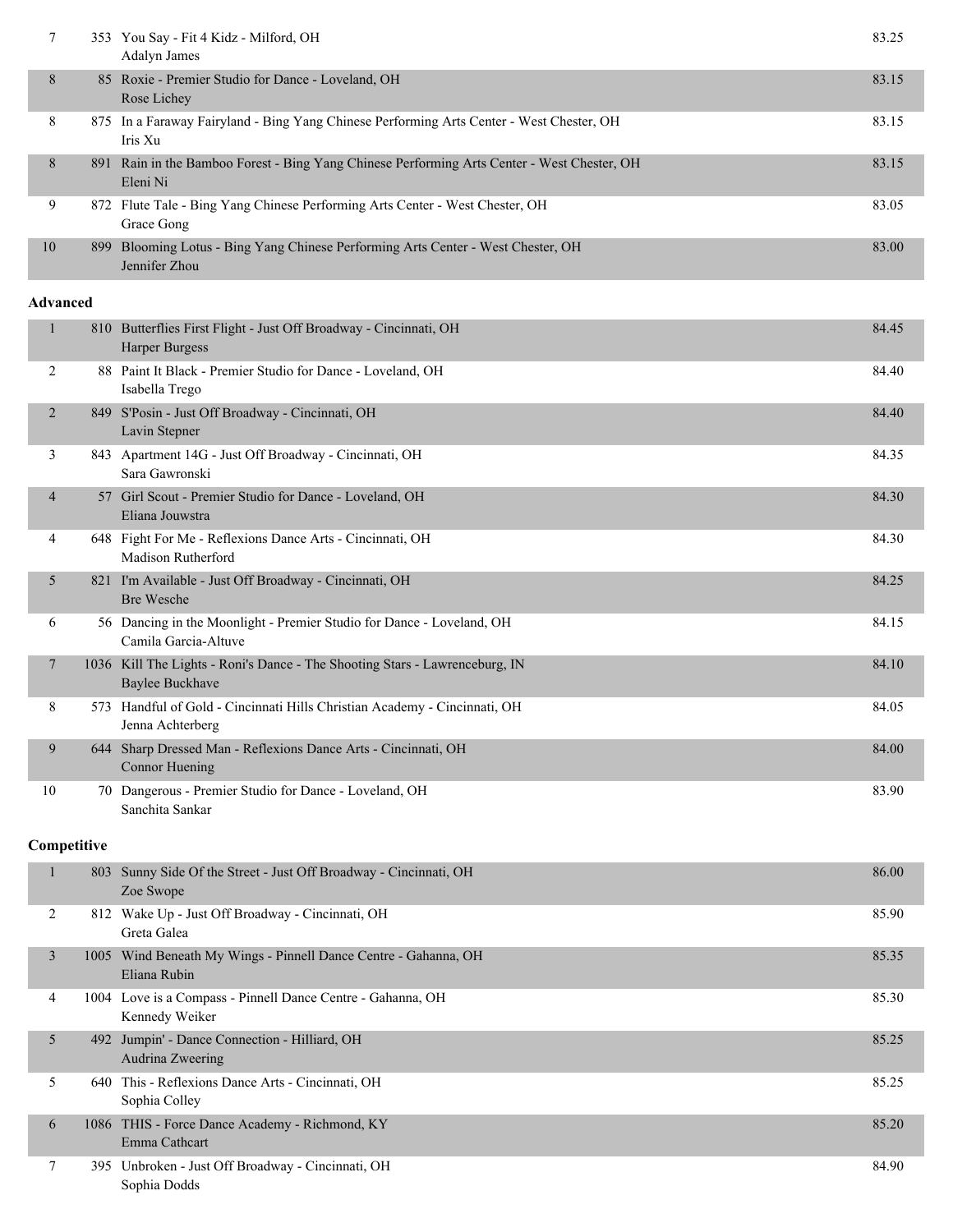| Place | No. | Entry | Score |
|---|---|---|---|
| 7 | 353 | You Say - Fit 4 Kidz - Milford, OH<br>Adalyn James | 83.25 |
| 8 | 85 | Roxie - Premier Studio for Dance - Loveland, OH<br>Rose Lichey | 83.15 |
| 8 | 875 | In a Faraway Fairyland - Bing Yang Chinese Performing Arts Center - West Chester, OH<br>Iris Xu | 83.15 |
| 8 | 891 | Rain in the Bamboo Forest - Bing Yang Chinese Performing Arts Center - West Chester, OH<br>Eleni Ni | 83.15 |
| 9 | 872 | Flute Tale - Bing Yang Chinese Performing Arts Center - West Chester, OH<br>Grace Gong | 83.05 |
| 10 | 899 | Blooming Lotus - Bing Yang Chinese Performing Arts Center - West Chester, OH<br>Jennifer Zhou | 83.00 |

**Advanced**

| Place | No. | Entry | Score |
|---|---|---|---|
| 1 | 810 | Butterflies First Flight - Just Off Broadway - Cincinnati, OH<br>Harper Burgess | 84.45 |
| 2 | 88 | Paint It Black - Premier Studio for Dance - Loveland, OH<br>Isabella Trego | 84.40 |
| 2 | 849 | S'Posin - Just Off Broadway - Cincinnati, OH<br>Lavin Stepner | 84.40 |
| 3 | 843 | Apartment 14G - Just Off Broadway - Cincinnati, OH<br>Sara Gawronski | 84.35 |
| 4 | 57 | Girl Scout - Premier Studio for Dance - Loveland, OH<br>Eliana Jouwstra | 84.30 |
| 4 | 648 | Fight For Me - Reflexions Dance Arts - Cincinnati, OH<br>Madison Rutherford | 84.30 |
| 5 | 821 | I'm Available - Just Off Broadway - Cincinnati, OH<br>Bre Wesche | 84.25 |
| 6 | 56 | Dancing in the Moonlight - Premier Studio for Dance - Loveland, OH<br>Camila Garcia-Altuve | 84.15 |
| 7 | 1036 | Kill The Lights - Roni's Dance - The Shooting Stars - Lawrenceburg, IN<br>Baylee Buckhave | 84.10 |
| 8 | 573 | Handful of Gold - Cincinnati Hills Christian Academy - Cincinnati, OH<br>Jenna Achterberg | 84.05 |
| 9 | 644 | Sharp Dressed Man - Reflexions Dance Arts - Cincinnati, OH<br>Connor Huening | 84.00 |
| 10 | 70 | Dangerous - Premier Studio for Dance - Loveland, OH<br>Sanchita Sankar | 83.90 |

**Competitive**

| Place | No. | Entry | Score |
|---|---|---|---|
| 1 | 803 | Sunny Side Of the Street - Just Off Broadway - Cincinnati, OH<br>Zoe Swope | 86.00 |
| 2 | 812 | Wake Up - Just Off Broadway - Cincinnati, OH<br>Greta Galea | 85.90 |
| 3 | 1005 | Wind Beneath My Wings - Pinnell Dance Centre - Gahanna, OH<br>Eliana Rubin | 85.35 |
| 4 | 1004 | Love is a Compass - Pinnell Dance Centre - Gahanna, OH<br>Kennedy Weiker | 85.30 |
| 5 | 492 | Jumpin' - Dance Connection - Hilliard, OH<br>Audrina Zweering | 85.25 |
| 5 | 640 | This - Reflexions Dance Arts - Cincinnati, OH<br>Sophia Colley | 85.25 |
| 6 | 1086 | THIS - Force Dance Academy - Richmond, KY<br>Emma Cathcart | 85.20 |
| 7 | 395 | Unbroken - Just Off Broadway - Cincinnati, OH<br>Sophia Dodds | 84.90 |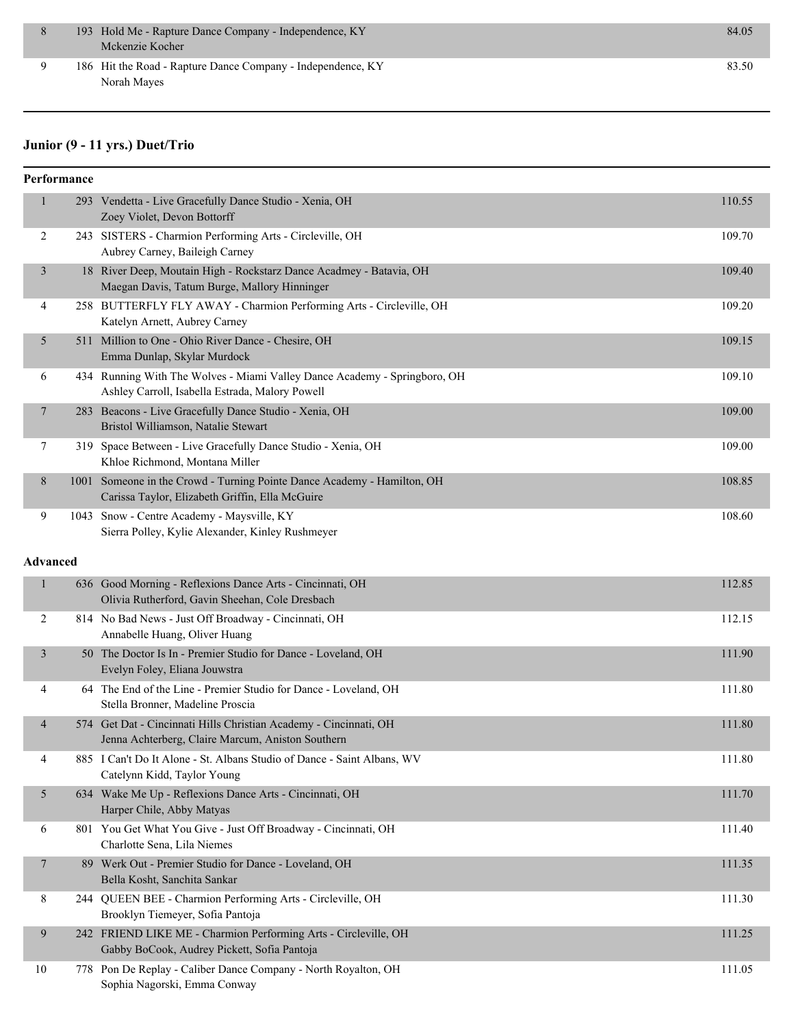| | | | |
|---|---|---|---|
| 8 | 193 | Hold Me - Rapture Dance Company - Independence, KY<br>Mckenzie Kocher | 84.05 |
| 9 | 186 | Hit the Road - Rapture Dance Company - Independence, KY<br>Norah Mayes | 83.50 |

## Junior (9 - 11 yrs.) Duet/Trio

### Performance

| | | | |
|---|---|---|---|
| 1 | 293 | Vendetta - Live Gracefully Dance Studio - Xenia, OH<br>Zoey Violet, Devon Bottorff | 110.55 |
| 2 | 243 | SISTERS - Charmion Performing Arts - Circleville, OH<br>Aubrey Carney, Baileigh Carney | 109.70 |
| 3 | 18 | River Deep, Moutain High - Rockstarz Dance Acadmey - Batavia, OH<br>Maegan Davis, Tatum Burge, Mallory Hinninger | 109.40 |
| 4 | 258 | BUTTERFLY FLY AWAY - Charmion Performing Arts - Circleville, OH<br>Katelyn Arnett, Aubrey Carney | 109.20 |
| 5 | 511 | Million to One - Ohio River Dance - Chesire, OH<br>Emma Dunlap, Skylar Murdock | 109.15 |
| 6 | 434 | Running With The Wolves - Miami Valley Dance Academy - Springboro, OH<br>Ashley Carroll, Isabella Estrada, Malory Powell | 109.10 |
| 7 | 283 | Beacons - Live Gracefully Dance Studio - Xenia, OH<br>Bristol Williamson, Natalie Stewart | 109.00 |
| 7 | 319 | Space Between - Live Gracefully Dance Studio - Xenia, OH<br>Khloe Richmond, Montana Miller | 109.00 |
| 8 | 1001 | Someone in the Crowd - Turning Pointe Dance Academy - Hamilton, OH<br>Carissa Taylor, Elizabeth Griffin, Ella McGuire | 108.85 |
| 9 | 1043 | Snow - Centre Academy - Maysville, KY<br>Sierra Polley, Kylie Alexander, Kinley Rushmeyer | 108.60 |

### Advanced

| | | | |
|---|---|---|---|
| 1 | 636 | Good Morning - Reflexions Dance Arts - Cincinnati, OH<br>Olivia Rutherford, Gavin Sheehan, Cole Dresbach | 112.85 |
| 2 | 814 | No Bad News - Just Off Broadway - Cincinnati, OH<br>Annabelle Huang, Oliver Huang | 112.15 |
| 3 | 50 | The Doctor Is In - Premier Studio for Dance - Loveland, OH<br>Evelyn Foley, Eliana Jouwstra | 111.90 |
| 4 | 64 | The End of the Line - Premier Studio for Dance - Loveland, OH<br>Stella Bronner, Madeline Proscia | 111.80 |
| 4 | 574 | Get Dat - Cincinnati Hills Christian Academy - Cincinnati, OH<br>Jenna Achterberg, Claire Marcum, Aniston Southern | 111.80 |
| 4 | 885 | I Can't Do It Alone - St. Albans Studio of Dance - Saint Albans, WV<br>Catelynn Kidd, Taylor Young | 111.80 |
| 5 | 634 | Wake Me Up - Reflexions Dance Arts - Cincinnati, OH<br>Harper Chile, Abby Matyas | 111.70 |
| 6 | 801 | You Get What You Give - Just Off Broadway - Cincinnati, OH<br>Charlotte Sena, Lila Niemes | 111.40 |
| 7 | 89 | Werk Out - Premier Studio for Dance - Loveland, OH<br>Bella Kosht, Sanchita Sankar | 111.35 |
| 8 | 244 | QUEEN BEE - Charmion Performing Arts - Circleville, OH<br>Brooklyn Tiemeyer, Sofia Pantoja | 111.30 |
| 9 | 242 | FRIEND LIKE ME - Charmion Performing Arts - Circleville, OH<br>Gabby BoCook, Audrey Pickett, Sofia Pantoja | 111.25 |
| 10 | 778 | Pon De Replay - Caliber Dance Company - North Royalton, OH<br>Sophia Nagorski, Emma Conway | 111.05 |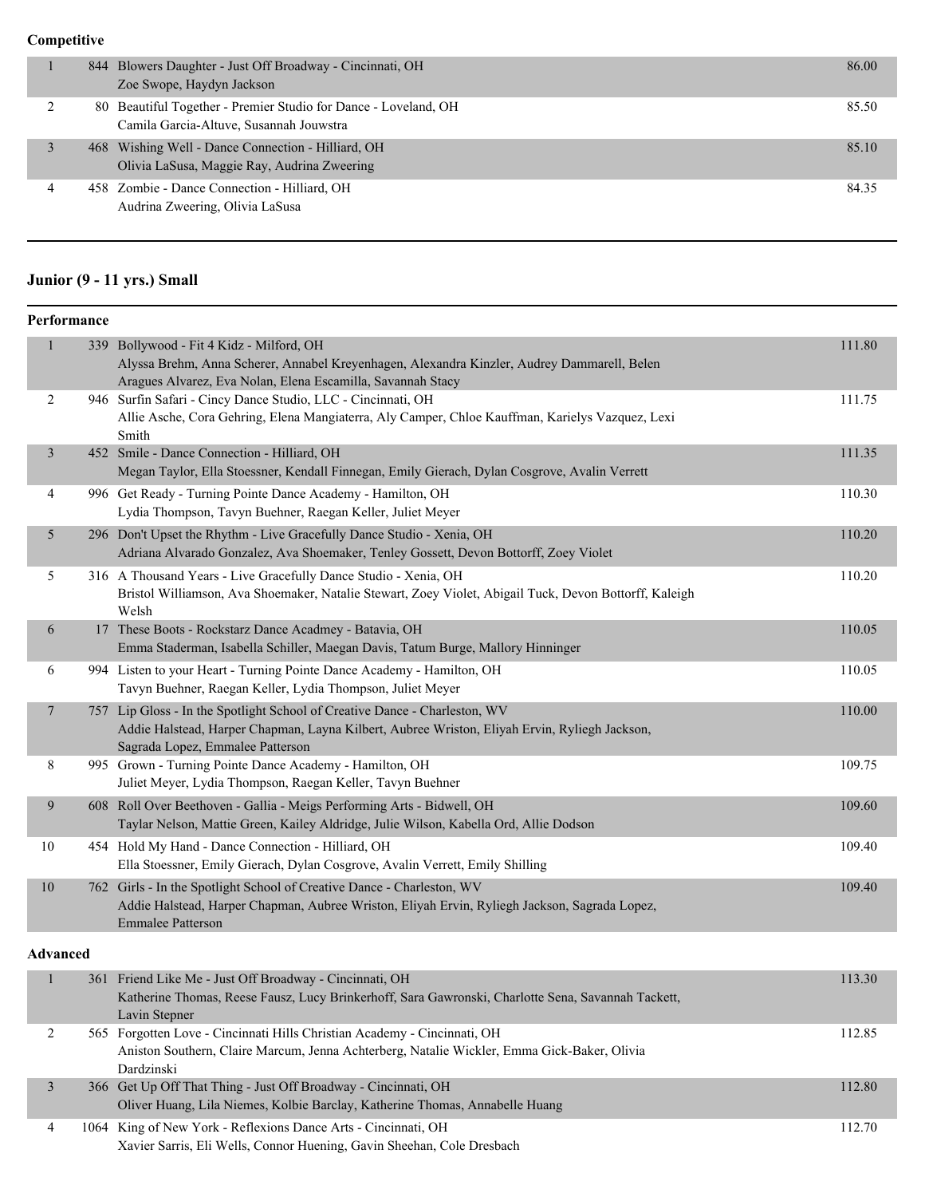**Competitive**

| Place | No. | Entry | Score |
|---|---|---|---|
| 1 | 844 | Blowers Daughter - Just Off Broadway - Cincinnati, OH<br>Zoe Swope, Haydyn Jackson | 86.00 |
| 2 | 80 | Beautiful Together - Premier Studio for Dance - Loveland, OH<br>Camila Garcia-Altuve, Susannah Jouwstra | 85.50 |
| 3 | 468 | Wishing Well - Dance Connection - Hilliard, OH<br>Olivia LaSusa, Maggie Ray, Audrina Zweering | 85.10 |
| 4 | 458 | Zombie - Dance Connection - Hilliard, OH<br>Audrina Zweering, Olivia LaSusa | 84.35 |

## Junior (9 - 11 yrs.) Small

**Performance**

| Place | No. | Entry | Score |
|---|---|---|---|
| 1 | 339 | Bollywood - Fit 4 Kidz - Milford, OH<br>Alyssa Brehm, Anna Scherer, Annabel Kreyenhagen, Alexandra Kinzler, Audrey Dammarell, Belen Aragues Alvarez, Eva Nolan, Elena Escamilla, Savannah Stacy | 111.80 |
| 2 | 946 | Surfin Safari - Cincy Dance Studio, LLC - Cincinnati, OH<br>Allie Asche, Cora Gehring, Elena Mangiaterra, Aly Camper, Chloe Kauffman, Karielys Vazquez, Lexi Smith | 111.75 |
| 3 | 452 | Smile - Dance Connection - Hilliard, OH<br>Megan Taylor, Ella Stoessner, Kendall Finnegan, Emily Gierach, Dylan Cosgrove, Avalin Verrett | 111.35 |
| 4 | 996 | Get Ready - Turning Pointe Dance Academy - Hamilton, OH<br>Lydia Thompson, Tavyn Buehner, Raegan Keller, Juliet Meyer | 110.30 |
| 5 | 296 | Don't Upset the Rhythm - Live Gracefully Dance Studio - Xenia, OH<br>Adriana Alvarado Gonzalez, Ava Shoemaker, Tenley Gossett, Devon Bottorff, Zoey Violet | 110.20 |
| 5 | 316 | A Thousand Years - Live Gracefully Dance Studio - Xenia, OH<br>Bristol Williamson, Ava Shoemaker, Natalie Stewart, Zoey Violet, Abigail Tuck, Devon Bottorff, Kaleigh Welsh | 110.20 |
| 6 | 17 | These Boots - Rockstarz Dance Acadmey - Batavia, OH<br>Emma Staderman, Isabella Schiller, Maegan Davis, Tatum Burge, Mallory Hinninger | 110.05 |
| 6 | 994 | Listen to your Heart - Turning Pointe Dance Academy - Hamilton, OH<br>Tavyn Buehner, Raegan Keller, Lydia Thompson, Juliet Meyer | 110.05 |
| 7 | 757 | Lip Gloss - In the Spotlight School of Creative Dance - Charleston, WV<br>Addie Halstead, Harper Chapman, Layna Kilbert, Aubree Wriston, Eliyah Ervin, Ryliegh Jackson, Sagrada Lopez, Emmalee Patterson | 110.00 |
| 8 | 995 | Grown - Turning Pointe Dance Academy - Hamilton, OH<br>Juliet Meyer, Lydia Thompson, Raegan Keller, Tavyn Buehner | 109.75 |
| 9 | 608 | Roll Over Beethoven - Gallia - Meigs Performing Arts - Bidwell, OH<br>Taylar Nelson, Mattie Green, Kailey Aldridge, Julie Wilson, Kabella Ord, Allie Dodson | 109.60 |
| 10 | 454 | Hold My Hand - Dance Connection - Hilliard, OH<br>Ella Stoessner, Emily Gierach, Dylan Cosgrove, Avalin Verrett, Emily Shilling | 109.40 |
| 10 | 762 | Girls - In the Spotlight School of Creative Dance - Charleston, WV<br>Addie Halstead, Harper Chapman, Aubree Wriston, Eliyah Ervin, Ryliegh Jackson, Sagrada Lopez, Emmalee Patterson | 109.40 |

**Advanced**

| Place | No. | Entry | Score |
|---|---|---|---|
| 1 | 361 | Friend Like Me - Just Off Broadway - Cincinnati, OH<br>Katherine Thomas, Reese Fausz, Lucy Brinkerhoff, Sara Gawronski, Charlotte Sena, Savannah Tackett, Lavin Stepner | 113.30 |
| 2 | 565 | Forgotten Love - Cincinnati Hills Christian Academy - Cincinnati, OH<br>Aniston Southern, Claire Marcum, Jenna Achterberg, Natalie Wickler, Emma Gick-Baker, Olivia Dardzinski | 112.85 |
| 3 | 366 | Get Up Off That Thing - Just Off Broadway - Cincinnati, OH<br>Oliver Huang, Lila Niemes, Kolbie Barclay, Katherine Thomas, Annabelle Huang | 112.80 |
| 4 | 1064 | King of New York - Reflexions Dance Arts - Cincinnati, OH<br>Xavier Sarris, Eli Wells, Connor Huening, Gavin Sheehan, Cole Dresbach | 112.70 |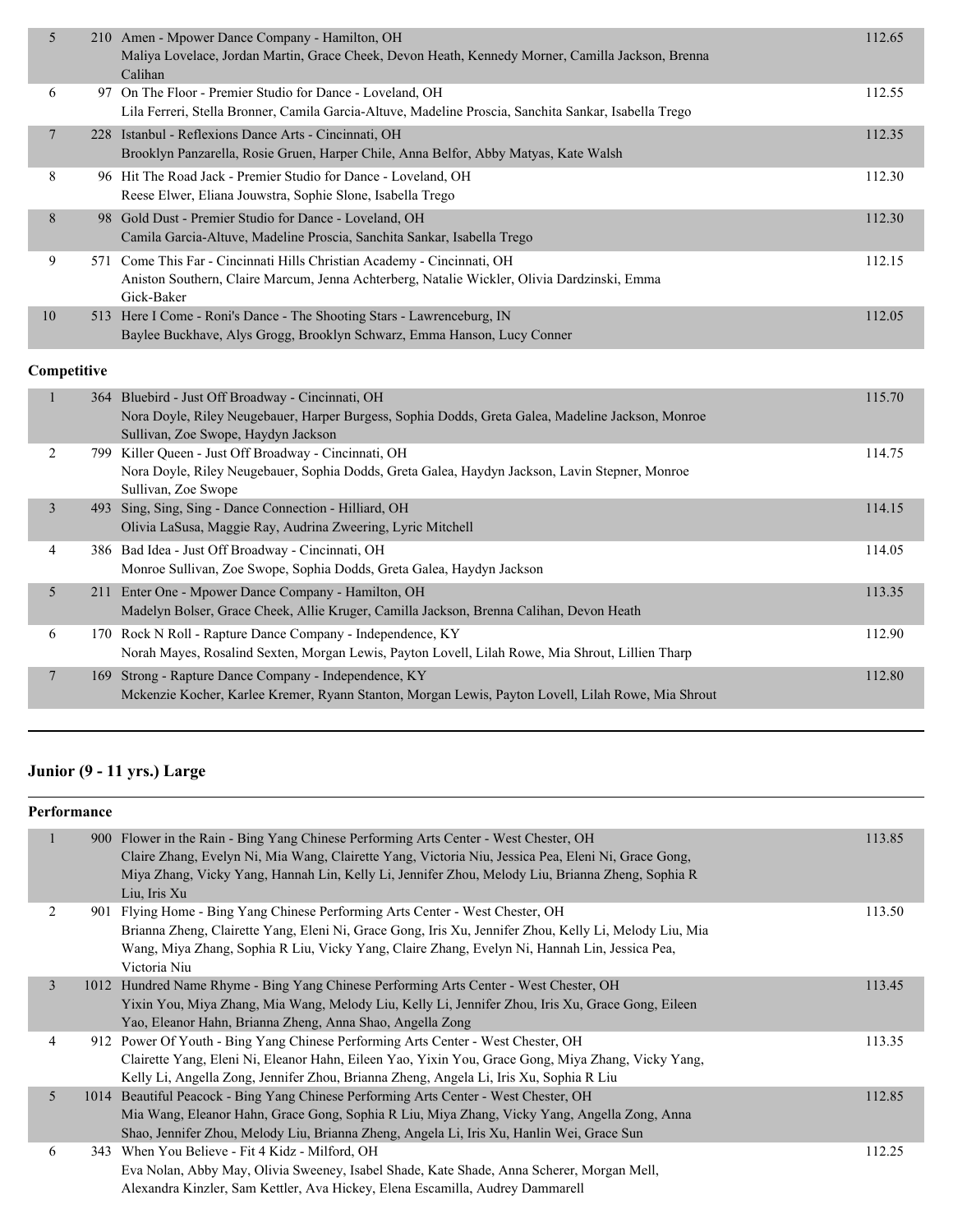| Place | # | Routine / Studio / Dancers | Score |
|---|---|---|---|
| 5 | 210 | Amen - Mpower Dance Company - Hamilton, OH<br>Maliya Lovelace, Jordan Martin, Grace Cheek, Devon Heath, Kennedy Morner, Camilla Jackson, Brenna Calihan | 112.65 |
| 6 | 97 | On The Floor - Premier Studio for Dance - Loveland, OH<br>Lila Ferreri, Stella Bronner, Camila Garcia-Altuve, Madeline Proscia, Sanchita Sankar, Isabella Trego | 112.55 |
| 7 | 228 | Istanbul - Reflexions Dance Arts - Cincinnati, OH<br>Brooklyn Panzarella, Rosie Gruen, Harper Chile, Anna Belfor, Abby Matyas, Kate Walsh | 112.35 |
| 8 | 96 | Hit The Road Jack - Premier Studio for Dance - Loveland, OH<br>Reese Elwer, Eliana Jouwstra, Sophie Slone, Isabella Trego | 112.30 |
| 8 | 98 | Gold Dust - Premier Studio for Dance - Loveland, OH<br>Camila Garcia-Altuve, Madeline Proscia, Sanchita Sankar, Isabella Trego | 112.30 |
| 9 | 571 | Come This Far - Cincinnati Hills Christian Academy - Cincinnati, OH<br>Aniston Southern, Claire Marcum, Jenna Achterberg, Natalie Wickler, Olivia Dardzinski, Emma Gick-Baker | 112.15 |
| 10 | 513 | Here I Come - Roni's Dance - The Shooting Stars - Lawrenceburg, IN<br>Baylee Buckhave, Alys Grogg, Brooklyn Schwarz, Emma Hanson, Lucy Conner | 112.05 |

**Competitive**

| Place | # | Routine / Studio / Dancers | Score |
|---|---|---|---|
| 1 | 364 | Bluebird - Just Off Broadway - Cincinnati, OH<br>Nora Doyle, Riley Neugebauer, Harper Burgess, Sophia Dodds, Greta Galea, Madeline Jackson, Monroe Sullivan, Zoe Swope, Haydyn Jackson | 115.70 |
| 2 | 799 | Killer Queen - Just Off Broadway - Cincinnati, OH<br>Nora Doyle, Riley Neugebauer, Sophia Dodds, Greta Galea, Haydyn Jackson, Lavin Stepner, Monroe Sullivan, Zoe Swope | 114.75 |
| 3 | 493 | Sing, Sing, Sing - Dance Connection - Hilliard, OH<br>Olivia LaSusa, Maggie Ray, Audrina Zweering, Lyric Mitchell | 114.15 |
| 4 | 386 | Bad Idea - Just Off Broadway - Cincinnati, OH<br>Monroe Sullivan, Zoe Swope, Sophia Dodds, Greta Galea, Haydyn Jackson | 114.05 |
| 5 | 211 | Enter One - Mpower Dance Company - Hamilton, OH<br>Madelyn Bolser, Grace Cheek, Allie Kruger, Camilla Jackson, Brenna Calihan, Devon Heath | 113.35 |
| 6 | 170 | Rock N Roll - Rapture Dance Company - Independence, KY<br>Norah Mayes, Rosalind Sexten, Morgan Lewis, Payton Lovell, Lilah Rowe, Mia Shrout, Lillien Tharp | 112.90 |
| 7 | 169 | Strong - Rapture Dance Company - Independence, KY<br>Mckenzie Kocher, Karlee Kremer, Ryann Stanton, Morgan Lewis, Payton Lovell, Lilah Rowe, Mia Shrout | 112.80 |

## Junior (9 - 11 yrs.) Large

**Performance**

| Place | # | Routine / Studio / Dancers | Score |
|---|---|---|---|
| 1 | 900 | Flower in the Rain - Bing Yang Chinese Performing Arts Center - West Chester, OH<br>Claire Zhang, Evelyn Ni, Mia Wang, Clairette Yang, Victoria Niu, Jessica Pea, Eleni Ni, Grace Gong, Miya Zhang, Vicky Yang, Hannah Lin, Kelly Li, Jennifer Zhou, Melody Liu, Brianna Zheng, Sophia R Liu, Iris Xu | 113.85 |
| 2 | 901 | Flying Home - Bing Yang Chinese Performing Arts Center - West Chester, OH<br>Brianna Zheng, Clairette Yang, Eleni Ni, Grace Gong, Iris Xu, Jennifer Zhou, Kelly Li, Melody Liu, Mia Wang, Miya Zhang, Sophia R Liu, Vicky Yang, Claire Zhang, Evelyn Ni, Hannah Lin, Jessica Pea, Victoria Niu | 113.50 |
| 3 | 1012 | Hundred Name Rhyme - Bing Yang Chinese Performing Arts Center - West Chester, OH<br>Yixin You, Miya Zhang, Mia Wang, Melody Liu, Kelly Li, Jennifer Zhou, Iris Xu, Grace Gong, Eileen Yao, Eleanor Hahn, Brianna Zheng, Anna Shao, Angella Zong | 113.45 |
| 4 | 912 | Power Of Youth - Bing Yang Chinese Performing Arts Center - West Chester, OH<br>Clairette Yang, Eleni Ni, Eleanor Hahn, Eileen Yao, Yixin You, Grace Gong, Miya Zhang, Vicky Yang, Kelly Li, Angella Zong, Jennifer Zhou, Brianna Zheng, Angela Li, Iris Xu, Sophia R Liu | 113.35 |
| 5 | 1014 | Beautiful Peacock - Bing Yang Chinese Performing Arts Center - West Chester, OH<br>Mia Wang, Eleanor Hahn, Grace Gong, Sophia R Liu, Miya Zhang, Vicky Yang, Angella Zong, Anna Shao, Jennifer Zhou, Melody Liu, Brianna Zheng, Angela Li, Iris Xu, Hanlin Wei, Grace Sun | 112.85 |
| 6 | 343 | When You Believe - Fit 4 Kidz - Milford, OH<br>Eva Nolan, Abby May, Olivia Sweeney, Isabel Shade, Kate Shade, Anna Scherer, Morgan Mell, Alexandra Kinzler, Sam Kettler, Ava Hickey, Elena Escamilla, Audrey Dammarell | 112.25 |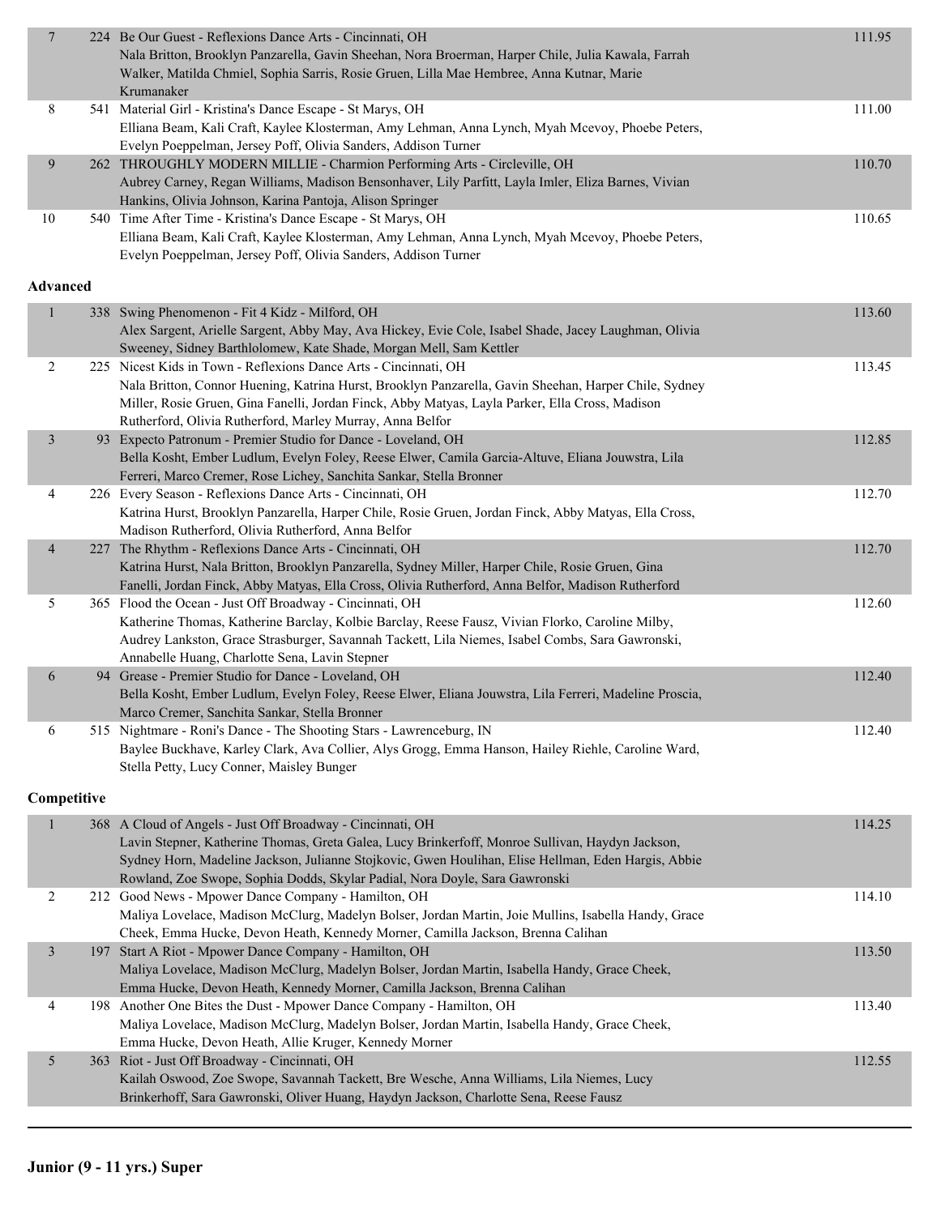| Place | No. | Routine / Studio / Dancers | Score |
|---|---|---|---|
| 7 | 224 | Be Our Guest - Reflexions Dance Arts - Cincinnati, OH<br>Nala Britton, Brooklyn Panzarella, Gavin Sheehan, Nora Broerman, Harper Chile, Julia Kawala, Farrah Walker, Matilda Chmiel, Sophia Sarris, Rosie Gruen, Lilla Mae Hembree, Anna Kutnar, Marie Krumanaker | 111.95 |
| 8 | 541 | Material Girl - Kristina's Dance Escape - St Marys, OH<br>Elliana Beam, Kali Craft, Kaylee Klosterman, Amy Lehman, Anna Lynch, Myah Mcevoy, Phoebe Peters, Evelyn Poeppelman, Jersey Poff, Olivia Sanders, Addison Turner | 111.00 |
| 9 | 262 | THROUGHLY MODERN MILLIE - Charmion Performing Arts - Circleville, OH<br>Aubrey Carney, Regan Williams, Madison Bensonhaver, Lily Parfitt, Layla Imler, Eliza Barnes, Vivian Hankins, Olivia Johnson, Karina Pantoja, Alison Springer | 110.70 |
| 10 | 540 | Time After Time - Kristina's Dance Escape - St Marys, OH<br>Elliana Beam, Kali Craft, Kaylee Klosterman, Amy Lehman, Anna Lynch, Myah Mcevoy, Phoebe Peters, Evelyn Poeppelman, Jersey Poff, Olivia Sanders, Addison Turner | 110.65 |

**Advanced**

| Place | No. | Routine / Studio / Dancers | Score |
|---|---|---|---|
| 1 | 338 | Swing Phenomenon - Fit 4 Kidz - Milford, OH<br>Alex Sargent, Arielle Sargent, Abby May, Ava Hickey, Evie Cole, Isabel Shade, Jacey Laughman, Olivia Sweeney, Sidney Barthlolomew, Kate Shade, Morgan Mell, Sam Kettler | 113.60 |
| 2 | 225 | Nicest Kids in Town - Reflexions Dance Arts - Cincinnati, OH<br>Nala Britton, Connor Huening, Katrina Hurst, Brooklyn Panzarella, Gavin Sheehan, Harper Chile, Sydney Miller, Rosie Gruen, Gina Fanelli, Jordan Finck, Abby Matyas, Layla Parker, Ella Cross, Madison Rutherford, Olivia Rutherford, Marley Murray, Anna Belfor | 113.45 |
| 3 | 93 | Expecto Patronum - Premier Studio for Dance - Loveland, OH<br>Bella Kosht, Ember Ludlum, Evelyn Foley, Reese Elwer, Camila Garcia-Altuve, Eliana Jouwstra, Lila Ferreri, Marco Cremer, Rose Lichey, Sanchita Sankar, Stella Bronner | 112.85 |
| 4 | 226 | Every Season - Reflexions Dance Arts - Cincinnati, OH<br>Katrina Hurst, Brooklyn Panzarella, Harper Chile, Rosie Gruen, Jordan Finck, Abby Matyas, Ella Cross, Madison Rutherford, Olivia Rutherford, Anna Belfor | 112.70 |
| 4 | 227 | The Rhythm - Reflexions Dance Arts - Cincinnati, OH<br>Katrina Hurst, Nala Britton, Brooklyn Panzarella, Sydney Miller, Harper Chile, Rosie Gruen, Gina Fanelli, Jordan Finck, Abby Matyas, Ella Cross, Olivia Rutherford, Anna Belfor, Madison Rutherford | 112.70 |
| 5 | 365 | Flood the Ocean - Just Off Broadway - Cincinnati, OH<br>Katherine Thomas, Katherine Barclay, Kolbie Barclay, Reese Fausz, Vivian Florko, Caroline Milby, Audrey Lankston, Grace Strasburger, Savannah Tackett, Lila Niemes, Isabel Combs, Sara Gawronski, Annabelle Huang, Charlotte Sena, Lavin Stepner | 112.60 |
| 6 | 94 | Grease - Premier Studio for Dance - Loveland, OH<br>Bella Kosht, Ember Ludlum, Evelyn Foley, Reese Elwer, Eliana Jouwstra, Lila Ferreri, Madeline Proscia, Marco Cremer, Sanchita Sankar, Stella Bronner | 112.40 |
| 6 | 515 | Nightmare - Roni's Dance - The Shooting Stars - Lawrenceburg, IN<br>Baylee Buckhave, Karley Clark, Ava Collier, Alys Grogg, Emma Hanson, Hailey Riehle, Caroline Ward, Stella Petty, Lucy Conner, Maisley Bunger | 112.40 |

**Competitive**

| Place | No. | Routine / Studio / Dancers | Score |
|---|---|---|---|
| 1 | 368 | A Cloud of Angels - Just Off Broadway - Cincinnati, OH<br>Lavin Stepner, Katherine Thomas, Greta Galea, Lucy Brinkerfoff, Monroe Sullivan, Haydyn Jackson, Sydney Horn, Madeline Jackson, Julianne Stojkovic, Gwen Houlihan, Elise Hellman, Eden Hargis, Abbie Rowland, Zoe Swope, Sophia Dodds, Skylar Padial, Nora Doyle, Sara Gawronski | 114.25 |
| 2 | 212 | Good News - Mpower Dance Company - Hamilton, OH<br>Maliya Lovelace, Madison McClurg, Madelyn Bolser, Jordan Martin, Joie Mullins, Isabella Handy, Grace Cheek, Emma Hucke, Devon Heath, Kennedy Morner, Camilla Jackson, Brenna Calihan | 114.10 |
| 3 | 197 | Start A Riot - Mpower Dance Company - Hamilton, OH<br>Maliya Lovelace, Madison McClurg, Madelyn Bolser, Jordan Martin, Isabella Handy, Grace Cheek, Emma Hucke, Devon Heath, Kennedy Morner, Camilla Jackson, Brenna Calihan | 113.50 |
| 4 | 198 | Another One Bites the Dust - Mpower Dance Company - Hamilton, OH<br>Maliya Lovelace, Madison McClurg, Madelyn Bolser, Jordan Martin, Isabella Handy, Grace Cheek, Emma Hucke, Devon Heath, Allie Kruger, Kennedy Morner | 113.40 |
| 5 | 363 | Riot - Just Off Broadway - Cincinnati, OH<br>Kailah Oswood, Zoe Swope, Savannah Tackett, Bre Wesche, Anna Williams, Lila Niemes, Lucy Brinkerhoff, Sara Gawronski, Oliver Huang, Haydyn Jackson, Charlotte Sena, Reese Fausz | 112.55 |

**Junior (9 - 11 yrs.) Super**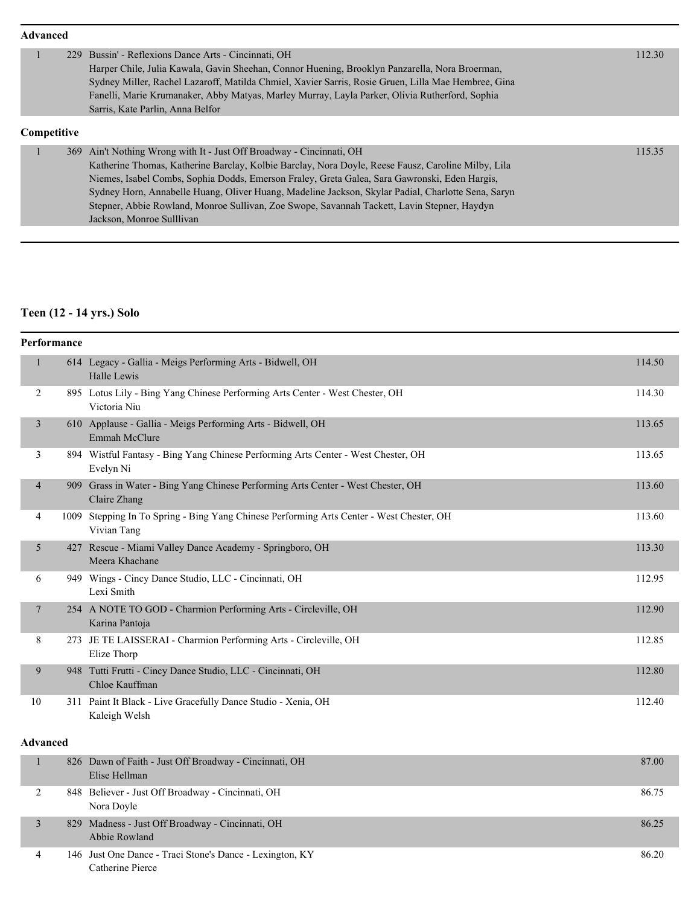**Advanced**

| Place | No. | Entry | Score |
|---|---|---|---|
| 1 | 229 | Bussin' - Reflexions Dance Arts - Cincinnati, OH<br>Harper Chile, Julia Kawala, Gavin Sheehan, Connor Huening, Brooklyn Panzarella, Nora Broerman, Sydney Miller, Rachel Lazaroff, Matilda Chmiel, Xavier Sarris, Rosie Gruen, Lilla Mae Hembree, Gina Fanelli, Marie Krumanaker, Abby Matyas, Marley Murray, Layla Parker, Olivia Rutherford, Sophia Sarris, Kate Parlin, Anna Belfor | 112.30 |

**Competitive**

| Place | No. | Entry | Score |
|---|---|---|---|
| 1 | 369 | Ain't Nothing Wrong with It - Just Off Broadway - Cincinnati, OH<br>Katherine Thomas, Katherine Barclay, Kolbie Barclay, Nora Doyle, Reese Fausz, Caroline Milby, Lila Niemes, Isabel Combs, Sophia Dodds, Emerson Fraley, Greta Galea, Sara Gawronski, Eden Hargis, Sydney Horn, Annabelle Huang, Oliver Huang, Madeline Jackson, Skylar Padial, Charlotte Sena, Saryn Stepner, Abbie Rowland, Monroe Sullivan, Zoe Swope, Savannah Tackett, Lavin Stepner, Haydyn Jackson, Monroe Sulllivan | 115.35 |

## Teen (12 - 14 yrs.) Solo

**Performance**

| Place | No. | Entry | Score |
|---|---|---|---|
| 1 | 614 | Legacy - Gallia - Meigs Performing Arts - Bidwell, OH<br>Halle Lewis | 114.50 |
| 2 | 895 | Lotus Lily - Bing Yang Chinese Performing Arts Center - West Chester, OH<br>Victoria Niu | 114.30 |
| 3 | 610 | Applause - Gallia - Meigs Performing Arts - Bidwell, OH<br>Emmah McClure | 113.65 |
| 3 | 894 | Wistful Fantasy - Bing Yang Chinese Performing Arts Center - West Chester, OH<br>Evelyn Ni | 113.65 |
| 4 | 909 | Grass in Water - Bing Yang Chinese Performing Arts Center - West Chester, OH<br>Claire Zhang | 113.60 |
| 4 | 1009 | Stepping In To Spring - Bing Yang Chinese Performing Arts Center - West Chester, OH<br>Vivian Tang | 113.60 |
| 5 | 427 | Rescue - Miami Valley Dance Academy - Springboro, OH<br>Meera Khachane | 113.30 |
| 6 | 949 | Wings - Cincy Dance Studio, LLC - Cincinnati, OH<br>Lexi Smith | 112.95 |
| 7 | 254 | A NOTE TO GOD - Charmion Performing Arts - Circleville, OH<br>Karina Pantoja | 112.90 |
| 8 | 273 | JE TE LAISSERAI - Charmion Performing Arts - Circleville, OH<br>Elize Thorp | 112.85 |
| 9 | 948 | Tutti Frutti - Cincy Dance Studio, LLC - Cincinnati, OH<br>Chloe Kauffman | 112.80 |
| 10 | 311 | Paint It Black - Live Gracefully Dance Studio - Xenia, OH<br>Kaleigh Welsh | 112.40 |

**Advanced**

| Place | No. | Entry | Score |
|---|---|---|---|
| 1 | 826 | Dawn of Faith - Just Off Broadway - Cincinnati, OH<br>Elise Hellman | 87.00 |
| 2 | 848 | Believer - Just Off Broadway - Cincinnati, OH<br>Nora Doyle | 86.75 |
| 3 | 829 | Madness - Just Off Broadway - Cincinnati, OH<br>Abbie Rowland | 86.25 |
| 4 | 146 | Just One Dance - Traci Stone's Dance - Lexington, KY<br>Catherine Pierce | 86.20 |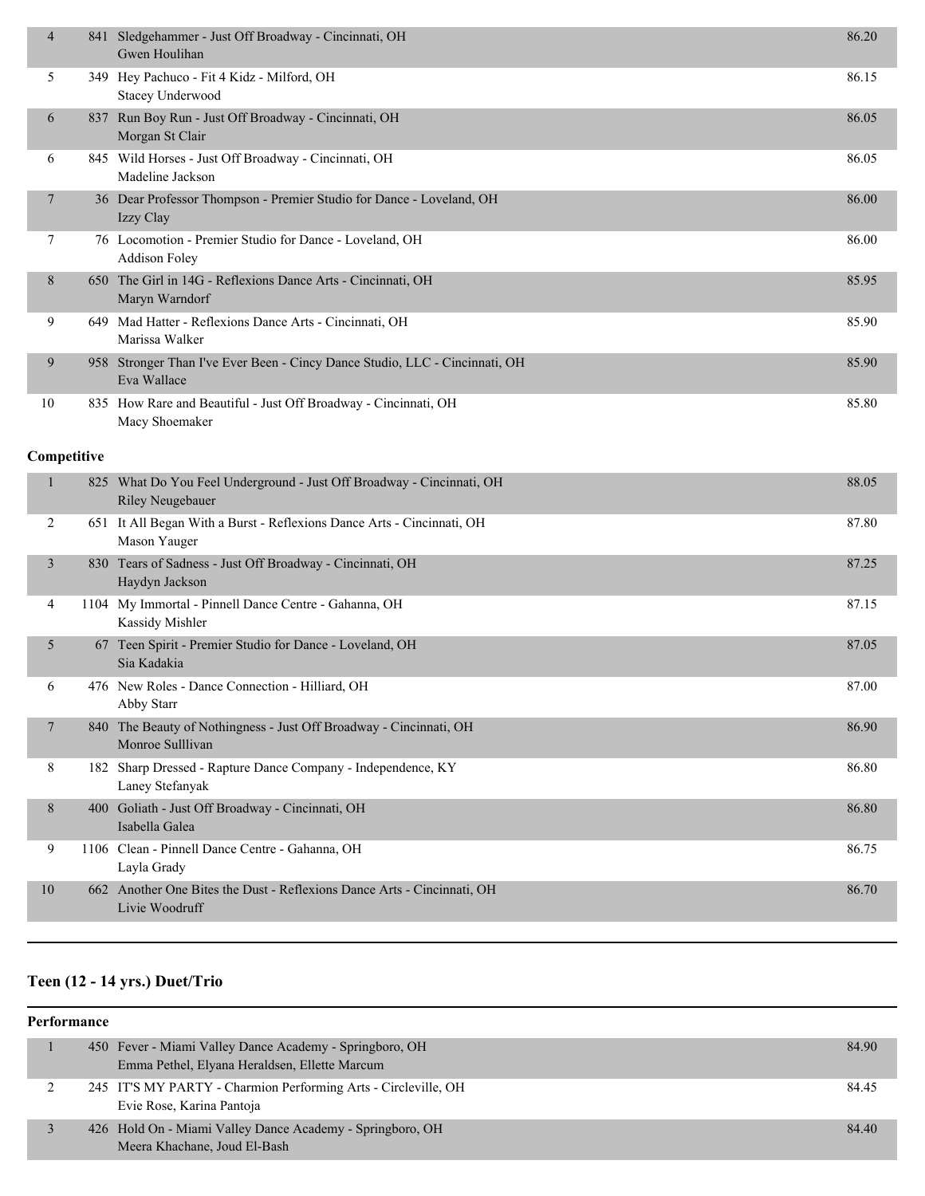| Place | No. | Entry | Score |
|---|---|---|---|
| 4 | 841 | Sledgehammer - Just Off Broadway - Cincinnati, OH<br>Gwen Houlihan | 86.20 |
| 5 | 349 | Hey Pachuco - Fit 4 Kidz - Milford, OH<br>Stacey Underwood | 86.15 |
| 6 | 837 | Run Boy Run - Just Off Broadway - Cincinnati, OH<br>Morgan St Clair | 86.05 |
| 6 | 845 | Wild Horses - Just Off Broadway - Cincinnati, OH<br>Madeline Jackson | 86.05 |
| 7 | 36 | Dear Professor Thompson - Premier Studio for Dance - Loveland, OH<br>Izzy Clay | 86.00 |
| 7 | 76 | Locomotion - Premier Studio for Dance - Loveland, OH<br>Addison Foley | 86.00 |
| 8 | 650 | The Girl in 14G - Reflexions Dance Arts - Cincinnati, OH<br>Maryn Warndorf | 85.95 |
| 9 | 649 | Mad Hatter - Reflexions Dance Arts - Cincinnati, OH<br>Marissa Walker | 85.90 |
| 9 | 958 | Stronger Than I've Ever Been - Cincy Dance Studio, LLC - Cincinnati, OH<br>Eva Wallace | 85.90 |
| 10 | 835 | How Rare and Beautiful - Just Off Broadway - Cincinnati, OH<br>Macy Shoemaker | 85.80 |

**Competitive**

| Place | No. | Entry | Score |
|---|---|---|---|
| 1 | 825 | What Do You Feel Underground - Just Off Broadway - Cincinnati, OH<br>Riley Neugebauer | 88.05 |
| 2 | 651 | It All Began With a Burst - Reflexions Dance Arts - Cincinnati, OH<br>Mason Yauger | 87.80 |
| 3 | 830 | Tears of Sadness - Just Off Broadway - Cincinnati, OH<br>Haydyn Jackson | 87.25 |
| 4 | 1104 | My Immortal - Pinnell Dance Centre - Gahanna, OH<br>Kassidy Mishler | 87.15 |
| 5 | 67 | Teen Spirit - Premier Studio for Dance - Loveland, OH<br>Sia Kadakia | 87.05 |
| 6 | 476 | New Roles - Dance Connection - Hilliard, OH<br>Abby Starr | 87.00 |
| 7 | 840 | The Beauty of Nothingness - Just Off Broadway - Cincinnati, OH<br>Monroe Sulllivan | 86.90 |
| 8 | 182 | Sharp Dressed - Rapture Dance Company - Independence, KY<br>Laney Stefanyak | 86.80 |
| 8 | 400 | Goliath - Just Off Broadway - Cincinnati, OH<br>Isabella Galea | 86.80 |
| 9 | 1106 | Clean - Pinnell Dance Centre - Gahanna, OH<br>Layla Grady | 86.75 |
| 10 | 662 | Another One Bites the Dust - Reflexions Dance Arts - Cincinnati, OH<br>Livie Woodruff | 86.70 |

## Teen (12 - 14 yrs.) Duet/Trio

**Performance**

| Place | No. | Entry | Score |
|---|---|---|---|
| 1 | 450 | Fever - Miami Valley Dance Academy - Springboro, OH<br>Emma Pethel, Elyana Heraldsen, Ellette Marcum | 84.90 |
| 2 | 245 | IT'S MY PARTY - Charmion Performing Arts - Circleville, OH<br>Evie Rose, Karina Pantoja | 84.45 |
| 3 | 426 | Hold On - Miami Valley Dance Academy - Springboro, OH<br>Meera Khachane, Joud El-Bash | 84.40 |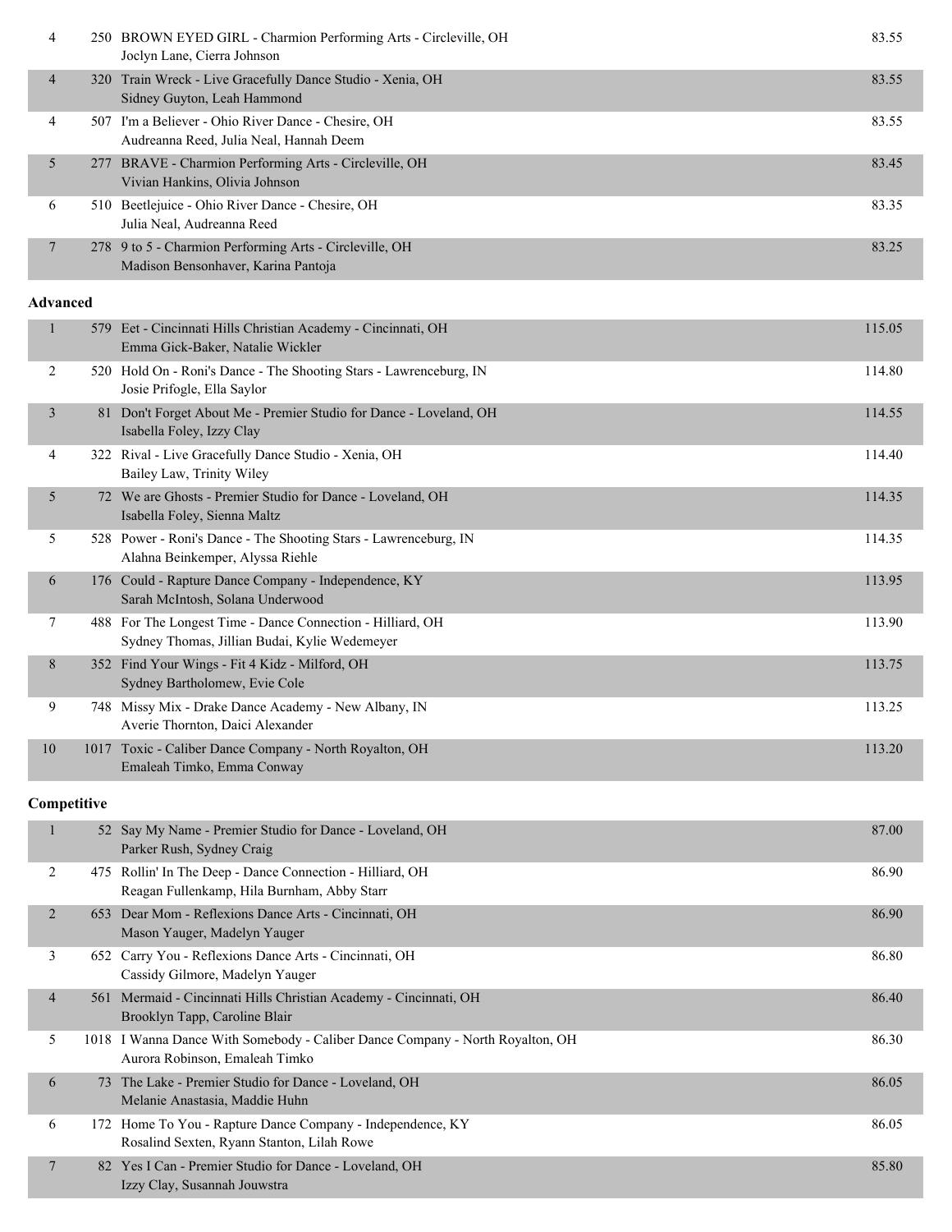| Place | No. | Routine / Studio / Dancers | Score |
|---|---|---|---|
| 4 | 250 | BROWN EYED GIRL - Charmion Performing Arts - Circleville, OH<br>Joclyn Lane, Cierra Johnson | 83.55 |
| 4 | 320 | Train Wreck - Live Gracefully Dance Studio - Xenia, OH<br>Sidney Guyton, Leah Hammond | 83.55 |
| 4 | 507 | I'm a Believer - Ohio River Dance - Chesire, OH<br>Audreanna Reed, Julia Neal, Hannah Deem | 83.55 |
| 5 | 277 | BRAVE - Charmion Performing Arts - Circleville, OH<br>Vivian Hankins, Olivia Johnson | 83.45 |
| 6 | 510 | Beetlejuice - Ohio River Dance - Chesire, OH<br>Julia Neal, Audreanna Reed | 83.35 |
| 7 | 278 | 9 to 5 - Charmion Performing Arts - Circleville, OH<br>Madison Bensonhaver, Karina Pantoja | 83.25 |

**Advanced**

| Place | No. | Routine / Studio / Dancers | Score |
|---|---|---|---|
| 1 | 579 | Eet - Cincinnati Hills Christian Academy - Cincinnati, OH<br>Emma Gick-Baker, Natalie Wickler | 115.05 |
| 2 | 520 | Hold On - Roni's Dance - The Shooting Stars - Lawrenceburg, IN<br>Josie Prifogle, Ella Saylor | 114.80 |
| 3 | 81 | Don't Forget About Me - Premier Studio for Dance - Loveland, OH<br>Isabella Foley, Izzy Clay | 114.55 |
| 4 | 322 | Rival - Live Gracefully Dance Studio - Xenia, OH<br>Bailey Law, Trinity Wiley | 114.40 |
| 5 | 72 | We are Ghosts - Premier Studio for Dance - Loveland, OH<br>Isabella Foley, Sienna Maltz | 114.35 |
| 5 | 528 | Power - Roni's Dance - The Shooting Stars - Lawrenceburg, IN<br>Alahna Beinkemper, Alyssa Riehle | 114.35 |
| 6 | 176 | Could - Rapture Dance Company - Independence, KY<br>Sarah McIntosh, Solana Underwood | 113.95 |
| 7 | 488 | For The Longest Time - Dance Connection - Hilliard, OH<br>Sydney Thomas, Jillian Budai, Kylie Wedemeyer | 113.90 |
| 8 | 352 | Find Your Wings - Fit 4 Kidz - Milford, OH<br>Sydney Bartholomew, Evie Cole | 113.75 |
| 9 | 748 | Missy Mix - Drake Dance Academy - New Albany, IN<br>Averie Thornton, Daici Alexander | 113.25 |
| 10 | 1017 | Toxic - Caliber Dance Company - North Royalton, OH<br>Emaleah Timko, Emma Conway | 113.20 |

**Competitive**

| Place | No. | Routine / Studio / Dancers | Score |
|---|---|---|---|
| 1 | 52 | Say My Name - Premier Studio for Dance - Loveland, OH<br>Parker Rush, Sydney Craig | 87.00 |
| 2 | 475 | Rollin' In The Deep - Dance Connection - Hilliard, OH<br>Reagan Fullenkamp, Hila Burnham, Abby Starr | 86.90 |
| 2 | 653 | Dear Mom - Reflexions Dance Arts - Cincinnati, OH<br>Mason Yauger, Madelyn Yauger | 86.90 |
| 3 | 652 | Carry You - Reflexions Dance Arts - Cincinnati, OH<br>Cassidy Gilmore, Madelyn Yauger | 86.80 |
| 4 | 561 | Mermaid - Cincinnati Hills Christian Academy - Cincinnati, OH<br>Brooklyn Tapp, Caroline Blair | 86.40 |
| 5 | 1018 | I Wanna Dance With Somebody - Caliber Dance Company - North Royalton, OH<br>Aurora Robinson, Emaleah Timko | 86.30 |
| 6 | 73 | The Lake - Premier Studio for Dance - Loveland, OH<br>Melanie Anastasia, Maddie Huhn | 86.05 |
| 6 | 172 | Home To You - Rapture Dance Company - Independence, KY<br>Rosalind Sexten, Ryann Stanton, Lilah Rowe | 86.05 |
| 7 | 82 | Yes I Can - Premier Studio for Dance - Loveland, OH<br>Izzy Clay, Susannah Jouwstra | 85.80 |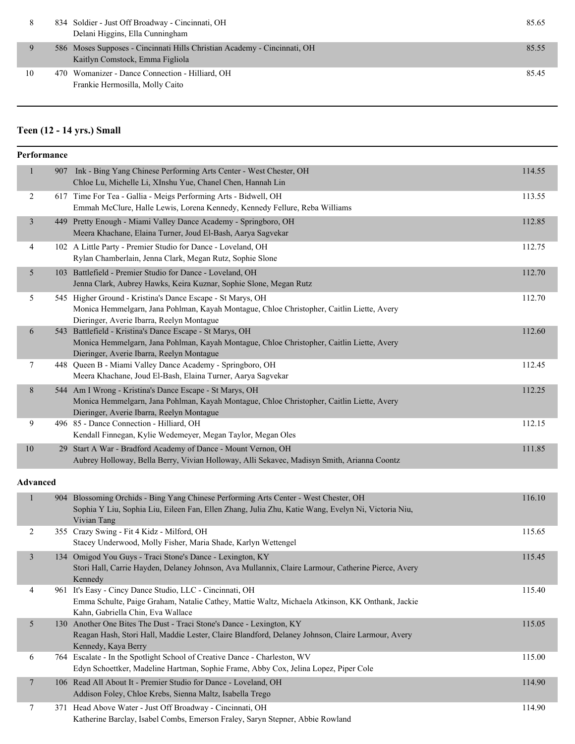| | | | |
|---|---|---|---|
| 8 | 834 | Soldier - Just Off Broadway - Cincinnati, OH<br>Delani Higgins, Ella Cunningham | 85.65 |
| 9 | 586 | Moses Supposes - Cincinnati Hills Christian Academy - Cincinnati, OH<br>Kaitlyn Comstock, Emma Figliola | 85.55 |
| 10 | 470 | Womanizer - Dance Connection - Hilliard, OH<br>Frankie Hermosilla, Molly Caito | 85.45 |

## Teen (12 - 14 yrs.) Small

### Performance

| | | | |
|---|---|---|---|
| 1 | 907 | Ink - Bing Yang Chinese Performing Arts Center - West Chester, OH<br>Chloe Lu, Michelle Li, XInshu Yue, Chanel Chen, Hannah Lin | 114.55 |
| 2 | 617 | Time For Tea - Gallia - Meigs Performing Arts - Bidwell, OH<br>Emmah McClure, Halle Lewis, Lorena Kennedy, Kennedy Fellure, Reba Williams | 113.55 |
| 3 | 449 | Pretty Enough - Miami Valley Dance Academy - Springboro, OH<br>Meera Khachane, Elaina Turner, Joud El-Bash, Aarya Sagvekar | 112.85 |
| 4 | 102 | A Little Party - Premier Studio for Dance - Loveland, OH<br>Rylan Chamberlain, Jenna Clark, Megan Rutz, Sophie Slone | 112.75 |
| 5 | 103 | Battlefield - Premier Studio for Dance - Loveland, OH<br>Jenna Clark, Aubrey Hawks, Keira Kuznar, Sophie Slone, Megan Rutz | 112.70 |
| 5 | 545 | Higher Ground - Kristina's Dance Escape - St Marys, OH<br>Monica Hemmelgarn, Jana Pohlman, Kayah Montague, Chloe Christopher, Caitlin Liette, Avery Dieringer, Averie Ibarra, Reelyn Montague | 112.70 |
| 6 | 543 | Battlefield - Kristina's Dance Escape - St Marys, OH<br>Monica Hemmelgarn, Jana Pohlman, Kayah Montague, Chloe Christopher, Caitlin Liette, Avery Dieringer, Averie Ibarra, Reelyn Montague | 112.60 |
| 7 | 448 | Queen B - Miami Valley Dance Academy - Springboro, OH<br>Meera Khachane, Joud El-Bash, Elaina Turner, Aarya Sagvekar | 112.45 |
| 8 | 544 | Am I Wrong - Kristina's Dance Escape - St Marys, OH<br>Monica Hemmelgarn, Jana Pohlman, Kayah Montague, Chloe Christopher, Caitlin Liette, Avery Dieringer, Averie Ibarra, Reelyn Montague | 112.25 |
| 9 | 496 | 85 - Dance Connection - Hilliard, OH<br>Kendall Finnegan, Kylie Wedemeyer, Megan Taylor, Megan Oles | 112.15 |
| 10 | 29 | Start A War - Bradford Academy of Dance - Mount Vernon, OH<br>Aubrey Holloway, Bella Berry, Vivian Holloway, Alli Sekavec, Madisyn Smith, Arianna Coontz | 111.85 |

### Advanced

| | | | |
|---|---|---|---|
| 1 | 904 | Blossoming Orchids - Bing Yang Chinese Performing Arts Center - West Chester, OH<br>Sophia Y Liu, Sophia Liu, Eileen Fan, Ellen Zhang, Julia Zhu, Katie Wang, Evelyn Ni, Victoria Niu, Vivian Tang | 116.10 |
| 2 | 355 | Crazy Swing - Fit 4 Kidz - Milford, OH<br>Stacey Underwood, Molly Fisher, Maria Shade, Karlyn Wettengel | 115.65 |
| 3 | 134 | Omigod You Guys - Traci Stone's Dance - Lexington, KY<br>Stori Hall, Carrie Hayden, Delaney Johnson, Ava Mullannix, Claire Larmour, Catherine Pierce, Avery Kennedy | 115.45 |
| 4 | 961 | It's Easy - Cincy Dance Studio, LLC - Cincinnati, OH<br>Emma Schulte, Paige Graham, Natalie Cathey, Mattie Waltz, Michaela Atkinson, KK Onthank, Jackie Kahn, Gabriella Chin, Eva Wallace | 115.40 |
| 5 | 130 | Another One Bites The Dust - Traci Stone's Dance - Lexington, KY<br>Reagan Hash, Stori Hall, Maddie Lester, Claire Blandford, Delaney Johnson, Claire Larmour, Avery Kennedy, Kaya Berry | 115.05 |
| 6 | 764 | Escalate - In the Spotlight School of Creative Dance - Charleston, WV<br>Edyn Schoettker, Madeline Hartman, Sophie Frame, Abby Cox, Jelina Lopez, Piper Cole | 115.00 |
| 7 | 106 | Read All About It - Premier Studio for Dance - Loveland, OH<br>Addison Foley, Chloe Krebs, Sienna Maltz, Isabella Trego | 114.90 |
| 7 | 371 | Head Above Water - Just Off Broadway - Cincinnati, OH<br>Katherine Barclay, Isabel Combs, Emerson Fraley, Saryn Stepner, Abbie Rowland | 114.90 |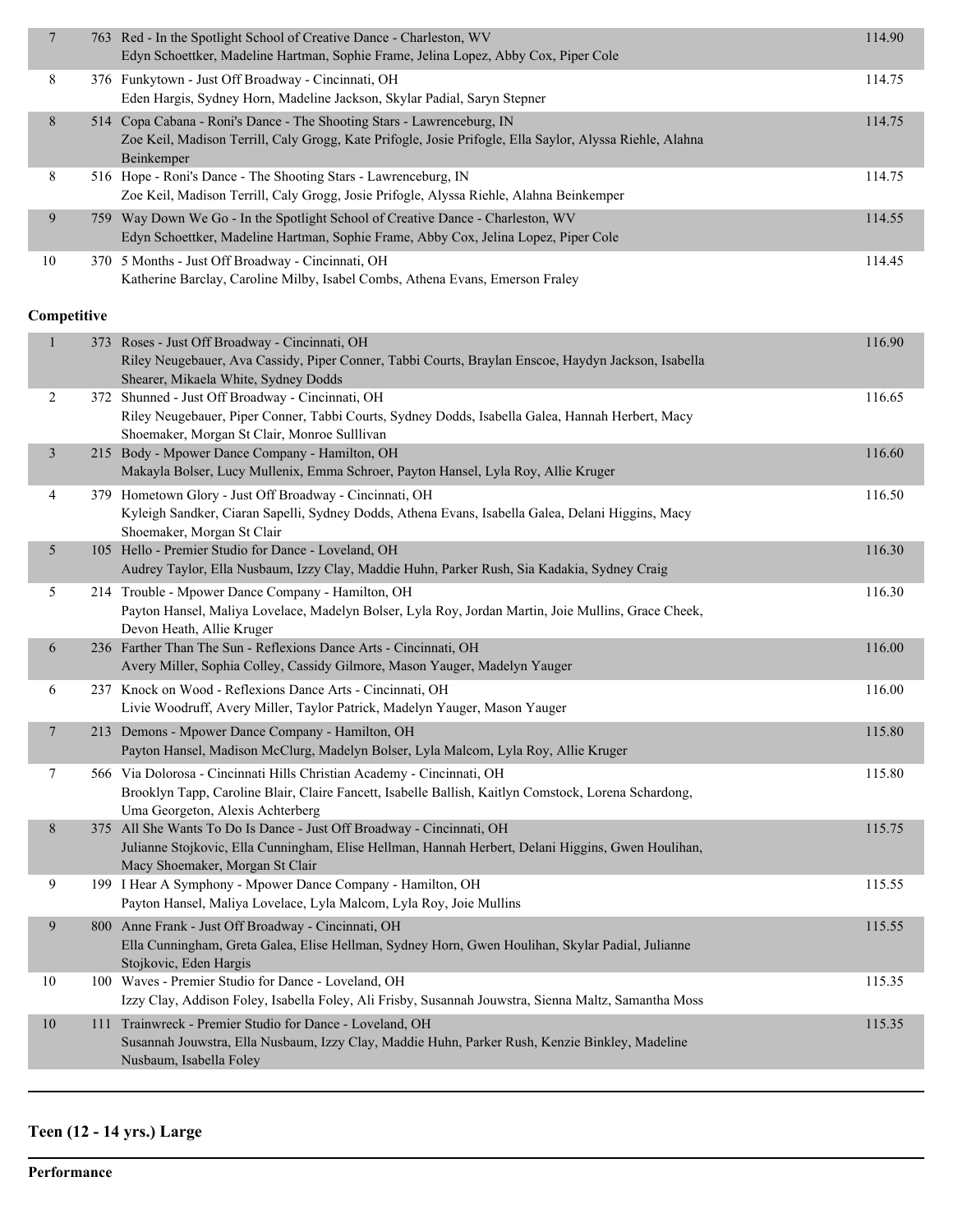| | | | |
|---|---|---|---|
| 7 | 763 | Red - In the Spotlight School of Creative Dance - Charleston, WV<br>Edyn Schoettker, Madeline Hartman, Sophie Frame, Jelina Lopez, Abby Cox, Piper Cole | 114.90 |
| 8 | 376 | Funkytown - Just Off Broadway - Cincinnati, OH<br>Eden Hargis, Sydney Horn, Madeline Jackson, Skylar Padial, Saryn Stepner | 114.75 |
| 8 | 514 | Copa Cabana - Roni's Dance - The Shooting Stars - Lawrenceburg, IN<br>Zoe Keil, Madison Terrill, Caly Grogg, Kate Prifogle, Josie Prifogle, Ella Saylor, Alyssa Riehle, Alahna Beinkemper | 114.75 |
| 8 | 516 | Hope - Roni's Dance - The Shooting Stars - Lawrenceburg, IN<br>Zoe Keil, Madison Terrill, Caly Grogg, Josie Prifogle, Alyssa Riehle, Alahna Beinkemper | 114.75 |
| 9 | 759 | Way Down We Go - In the Spotlight School of Creative Dance - Charleston, WV<br>Edyn Schoettker, Madeline Hartman, Sophie Frame, Abby Cox, Jelina Lopez, Piper Cole | 114.55 |
| 10 | 370 | 5 Months - Just Off Broadway - Cincinnati, OH<br>Katherine Barclay, Caroline Milby, Isabel Combs, Athena Evans, Emerson Fraley | 114.45 |

**Competitive**

| | | | |
|---|---|---|---|
| 1 | 373 | Roses - Just Off Broadway - Cincinnati, OH<br>Riley Neugebauer, Ava Cassidy, Piper Conner, Tabbi Courts, Braylan Enscoe, Haydyn Jackson, Isabella Shearer, Mikaela White, Sydney Dodds | 116.90 |
| 2 | 372 | Shunned - Just Off Broadway - Cincinnati, OH<br>Riley Neugebauer, Piper Conner, Tabbi Courts, Sydney Dodds, Isabella Galea, Hannah Herbert, Macy Shoemaker, Morgan St Clair, Monroe Sulllivan | 116.65 |
| 3 | 215 | Body - Mpower Dance Company - Hamilton, OH<br>Makayla Bolser, Lucy Mullenix, Emma Schroer, Payton Hansel, Lyla Roy, Allie Kruger | 116.60 |
| 4 | 379 | Hometown Glory - Just Off Broadway - Cincinnati, OH<br>Kyleigh Sandker, Ciaran Sapelli, Sydney Dodds, Athena Evans, Isabella Galea, Delani Higgins, Macy Shoemaker, Morgan St Clair | 116.50 |
| 5 | 105 | Hello - Premier Studio for Dance - Loveland, OH<br>Audrey Taylor, Ella Nusbaum, Izzy Clay, Maddie Huhn, Parker Rush, Sia Kadakia, Sydney Craig | 116.30 |
| 5 | 214 | Trouble - Mpower Dance Company - Hamilton, OH<br>Payton Hansel, Maliya Lovelace, Madelyn Bolser, Lyla Roy, Jordan Martin, Joie Mullins, Grace Cheek, Devon Heath, Allie Kruger | 116.30 |
| 6 | 236 | Farther Than The Sun - Reflexions Dance Arts - Cincinnati, OH<br>Avery Miller, Sophia Colley, Cassidy Gilmore, Mason Yauger, Madelyn Yauger | 116.00 |
| 6 | 237 | Knock on Wood - Reflexions Dance Arts - Cincinnati, OH<br>Livie Woodruff, Avery Miller, Taylor Patrick, Madelyn Yauger, Mason Yauger | 116.00 |
| 7 | 213 | Demons - Mpower Dance Company - Hamilton, OH<br>Payton Hansel, Madison McClurg, Madelyn Bolser, Lyla Malcom, Lyla Roy, Allie Kruger | 115.80 |
| 7 | 566 | Via Dolorosa - Cincinnati Hills Christian Academy - Cincinnati, OH<br>Brooklyn Tapp, Caroline Blair, Claire Fancett, Isabelle Ballish, Kaitlyn Comstock, Lorena Schardong, Uma Georgeton, Alexis Achterberg | 115.80 |
| 8 | 375 | All She Wants To Do Is Dance - Just Off Broadway - Cincinnati, OH<br>Julianne Stojkovic, Ella Cunningham, Elise Hellman, Hannah Herbert, Delani Higgins, Gwen Houlihan, Macy Shoemaker, Morgan St Clair | 115.75 |
| 9 | 199 | I Hear A Symphony - Mpower Dance Company - Hamilton, OH<br>Payton Hansel, Maliya Lovelace, Lyla Malcom, Lyla Roy, Joie Mullins | 115.55 |
| 9 | 800 | Anne Frank - Just Off Broadway - Cincinnati, OH<br>Ella Cunningham, Greta Galea, Elise Hellman, Sydney Horn, Gwen Houlihan, Skylar Padial, Julianne Stojkovic, Eden Hargis | 115.55 |
| 10 | 100 | Waves - Premier Studio for Dance - Loveland, OH<br>Izzy Clay, Addison Foley, Isabella Foley, Ali Frisby, Susannah Jouwstra, Sienna Maltz, Samantha Moss | 115.35 |
| 10 | 111 | Trainwreck - Premier Studio for Dance - Loveland, OH<br>Susannah Jouwstra, Ella Nusbaum, Izzy Clay, Maddie Huhn, Parker Rush, Kenzie Binkley, Madeline Nusbaum, Isabella Foley | 115.35 |

## Teen (12 - 14 yrs.) Large

**Performance**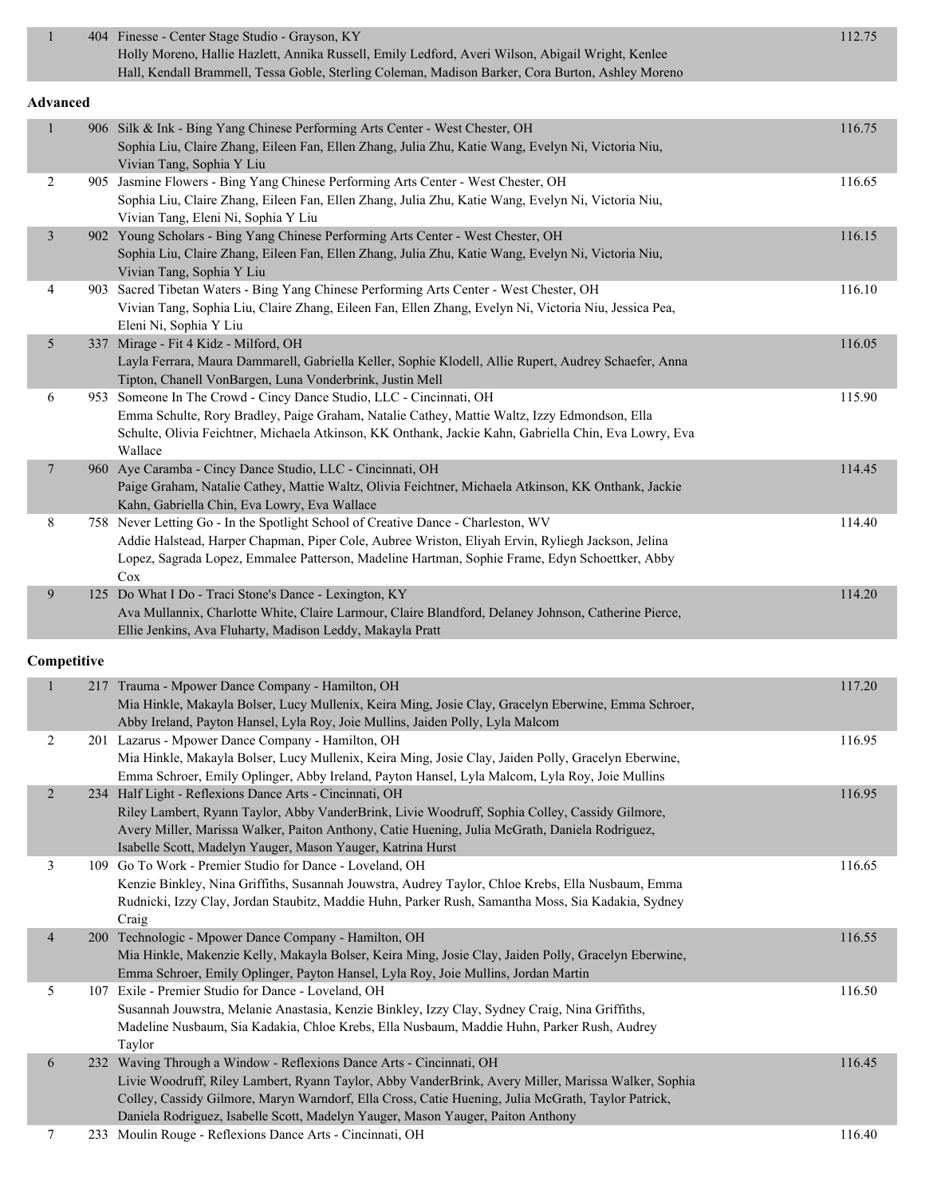| Place | No. | Entry | Score |
|---|---|---|---|
| 1 | 404 | Finesse - Center Stage Studio - Grayson, KY<br>Holly Moreno, Hallie Hazlett, Annika Russell, Emily Ledford, Averi Wilson, Abigail Wright, Kenlee Hall, Kendall Brammell, Tessa Goble, Sterling Coleman, Madison Barker, Cora Burton, Ashley Moreno | 112.75 |

**Advanced**

| Place | No. | Entry | Score |
|---|---|---|---|
| 1 | 906 | Silk & Ink - Bing Yang Chinese Performing Arts Center - West Chester, OH<br>Sophia Liu, Claire Zhang, Eileen Fan, Ellen Zhang, Julia Zhu, Katie Wang, Evelyn Ni, Victoria Niu, Vivian Tang, Sophia Y Liu | 116.75 |
| 2 | 905 | Jasmine Flowers - Bing Yang Chinese Performing Arts Center - West Chester, OH<br>Sophia Liu, Claire Zhang, Eileen Fan, Ellen Zhang, Julia Zhu, Katie Wang, Evelyn Ni, Victoria Niu, Vivian Tang, Eleni Ni, Sophia Y Liu | 116.65 |
| 3 | 902 | Young Scholars - Bing Yang Chinese Performing Arts Center - West Chester, OH<br>Sophia Liu, Claire Zhang, Eileen Fan, Ellen Zhang, Julia Zhu, Katie Wang, Evelyn Ni, Victoria Niu, Vivian Tang, Sophia Y Liu | 116.15 |
| 4 | 903 | Sacred Tibetan Waters - Bing Yang Chinese Performing Arts Center - West Chester, OH<br>Vivian Tang, Sophia Liu, Claire Zhang, Eileen Fan, Ellen Zhang, Evelyn Ni, Victoria Niu, Jessica Pea, Eleni Ni, Sophia Y Liu | 116.10 |
| 5 | 337 | Mirage - Fit 4 Kidz - Milford, OH<br>Layla Ferrara, Maura Dammarell, Gabriella Keller, Sophie Klodell, Allie Rupert, Audrey Schaefer, Anna Tipton, Chanell VonBargen, Luna Vonderbrink, Justin Mell | 116.05 |
| 6 | 953 | Someone In The Crowd - Cincy Dance Studio, LLC - Cincinnati, OH<br>Emma Schulte, Rory Bradley, Paige Graham, Natalie Cathey, Mattie Waltz, Izzy Edmondson, Ella Schulte, Olivia Feichtner, Michaela Atkinson, KK Onthank, Jackie Kahn, Gabriella Chin, Eva Lowry, Eva Wallace | 115.90 |
| 7 | 960 | Aye Caramba - Cincy Dance Studio, LLC - Cincinnati, OH<br>Paige Graham, Natalie Cathey, Mattie Waltz, Olivia Feichtner, Michaela Atkinson, KK Onthank, Jackie Kahn, Gabriella Chin, Eva Lowry, Eva Wallace | 114.45 |
| 8 | 758 | Never Letting Go - In the Spotlight School of Creative Dance - Charleston, WV<br>Addie Halstead, Harper Chapman, Piper Cole, Aubree Wriston, Eliyah Ervin, Ryliegh Jackson, Jelina Lopez, Sagrada Lopez, Emmalee Patterson, Madeline Hartman, Sophie Frame, Edyn Schoettker, Abby Cox | 114.40 |
| 9 | 125 | Do What I Do - Traci Stone's Dance - Lexington, KY<br>Ava Mullannix, Charlotte White, Claire Larmour, Claire Blandford, Delaney Johnson, Catherine Pierce, Ellie Jenkins, Ava Fluharty, Madison Leddy, Makayla Pratt | 114.20 |

**Competitive**

| Place | No. | Entry | Score |
|---|---|---|---|
| 1 | 217 | Trauma - Mpower Dance Company - Hamilton, OH<br>Mia Hinkle, Makayla Bolser, Lucy Mullenix, Keira Ming, Josie Clay, Gracelyn Eberwine, Emma Schroer, Abby Ireland, Payton Hansel, Lyla Roy, Joie Mullins, Jaiden Polly, Lyla Malcom | 117.20 |
| 2 | 201 | Lazarus - Mpower Dance Company - Hamilton, OH<br>Mia Hinkle, Makayla Bolser, Lucy Mullenix, Keira Ming, Josie Clay, Jaiden Polly, Gracelyn Eberwine, Emma Schroer, Emily Oplinger, Abby Ireland, Payton Hansel, Lyla Malcom, Lyla Roy, Joie Mullins | 116.95 |
| 2 | 234 | Half Light - Reflexions Dance Arts - Cincinnati, OH<br>Riley Lambert, Ryann Taylor, Abby VanderBrink, Livie Woodruff, Sophia Colley, Cassidy Gilmore, Avery Miller, Marissa Walker, Paiton Anthony, Catie Huening, Julia McGrath, Daniela Rodriguez, Isabelle Scott, Madelyn Yauger, Mason Yauger, Katrina Hurst | 116.95 |
| 3 | 109 | Go To Work - Premier Studio for Dance - Loveland, OH<br>Kenzie Binkley, Nina Griffiths, Susannah Jouwstra, Audrey Taylor, Chloe Krebs, Ella Nusbaum, Emma Rudnicki, Izzy Clay, Jordan Staubitz, Maddie Huhn, Parker Rush, Samantha Moss, Sia Kadakia, Sydney Craig | 116.65 |
| 4 | 200 | Technologic - Mpower Dance Company - Hamilton, OH<br>Mia Hinkle, Makenzie Kelly, Makayla Bolser, Keira Ming, Josie Clay, Jaiden Polly, Gracelyn Eberwine, Emma Schroer, Emily Oplinger, Payton Hansel, Lyla Roy, Joie Mullins, Jordan Martin | 116.55 |
| 5 | 107 | Exile - Premier Studio for Dance - Loveland, OH<br>Susannah Jouwstra, Melanie Anastasia, Kenzie Binkley, Izzy Clay, Sydney Craig, Nina Griffiths, Madeline Nusbaum, Sia Kadakia, Chloe Krebs, Ella Nusbaum, Maddie Huhn, Parker Rush, Audrey Taylor | 116.50 |
| 6 | 232 | Waving Through a Window - Reflexions Dance Arts - Cincinnati, OH<br>Livie Woodruff, Riley Lambert, Ryann Taylor, Abby VanderBrink, Avery Miller, Marissa Walker, Sophia Colley, Cassidy Gilmore, Maryn Warndorf, Ella Cross, Catie Huening, Julia McGrath, Taylor Patrick, Daniela Rodriguez, Isabelle Scott, Madelyn Yauger, Mason Yauger, Paiton Anthony | 116.45 |
| 7 | 233 | Moulin Rouge - Reflexions Dance Arts - Cincinnati, OH | 116.40 |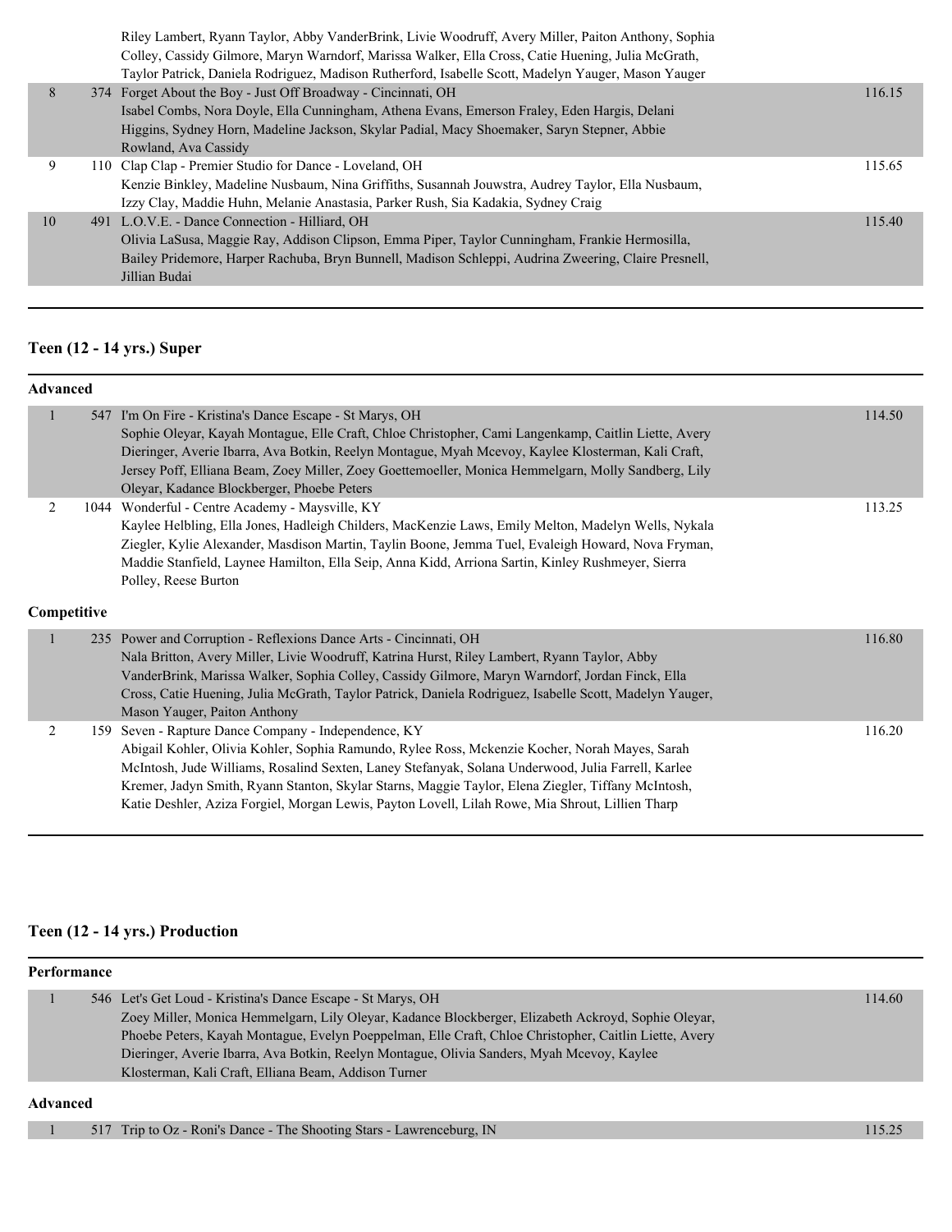| | | | |
|---|---|---|---|
| | | Riley Lambert, Ryann Taylor, Abby VanderBrink, Livie Woodruff, Avery Miller, Paiton Anthony, Sophia Colley, Cassidy Gilmore, Maryn Warndorf, Marissa Walker, Ella Cross, Catie Huening, Julia McGrath, Taylor Patrick, Daniela Rodriguez, Madison Rutherford, Isabelle Scott, Madelyn Yauger, Mason Yauger | |
| 8 | 374 | Forget About the Boy - Just Off Broadway - Cincinnati, OH<br>Isabel Combs, Nora Doyle, Ella Cunningham, Athena Evans, Emerson Fraley, Eden Hargis, Delani Higgins, Sydney Horn, Madeline Jackson, Skylar Padial, Macy Shoemaker, Saryn Stepner, Abbie Rowland, Ava Cassidy | 116.15 |
| 9 | 110 | Clap Clap - Premier Studio for Dance - Loveland, OH<br>Kenzie Binkley, Madeline Nusbaum, Nina Griffiths, Susannah Jouwstra, Audrey Taylor, Ella Nusbaum, Izzy Clay, Maddie Huhn, Melanie Anastasia, Parker Rush, Sia Kadakia, Sydney Craig | 115.65 |
| 10 | 491 | L.O.V.E. - Dance Connection - Hilliard, OH<br>Olivia LaSusa, Maggie Ray, Addison Clipson, Emma Piper, Taylor Cunningham, Frankie Hermosilla, Bailey Pridemore, Harper Rachuba, Bryn Bunnell, Madison Schleppi, Audrina Zweering, Claire Presnell, Jillian Budai | 115.40 |

## Teen (12 - 14 yrs.) Super

**Advanced**

| | | | |
|---|---|---|---|
| 1 | 547 | I'm On Fire - Kristina's Dance Escape - St Marys, OH<br>Sophie Oleyar, Kayah Montague, Elle Craft, Chloe Christopher, Cami Langenkamp, Caitlin Liette, Avery Dieringer, Averie Ibarra, Ava Botkin, Reelyn Montague, Myah Mcevoy, Kaylee Klosterman, Kali Craft, Jersey Poff, Elliana Beam, Zoey Miller, Zoey Goettemoeller, Monica Hemmelgarn, Molly Sandberg, Lily Oleyar, Kadance Blockberger, Phoebe Peters | 114.50 |
| 2 | 1044 | Wonderful - Centre Academy - Maysville, KY<br>Kaylee Helbling, Ella Jones, Hadleigh Childers, MacKenzie Laws, Emily Melton, Madelyn Wells, Nykala Ziegler, Kylie Alexander, Masdison Martin, Taylin Boone, Jemma Tuel, Evaleigh Howard, Nova Fryman, Maddie Stanfield, Laynee Hamilton, Ella Seip, Anna Kidd, Arriona Sartin, Kinley Rushmeyer, Sierra Polley, Reese Burton | 113.25 |

**Competitive**

| | | | |
|---|---|---|---|
| 1 | 235 | Power and Corruption - Reflexions Dance Arts - Cincinnati, OH<br>Nala Britton, Avery Miller, Livie Woodruff, Katrina Hurst, Riley Lambert, Ryann Taylor, Abby VanderBrink, Marissa Walker, Sophia Colley, Cassidy Gilmore, Maryn Warndorf, Jordan Finck, Ella Cross, Catie Huening, Julia McGrath, Taylor Patrick, Daniela Rodriguez, Isabelle Scott, Madelyn Yauger, Mason Yauger, Paiton Anthony | 116.80 |
| 2 | 159 | Seven - Rapture Dance Company - Independence, KY<br>Abigail Kohler, Olivia Kohler, Sophia Ramundo, Rylee Ross, Mckenzie Kocher, Norah Mayes, Sarah McIntosh, Jude Williams, Rosalind Sexten, Laney Stefanyak, Solana Underwood, Julia Farrell, Karlee Kremer, Jadyn Smith, Ryann Stanton, Skylar Starns, Maggie Taylor, Elena Ziegler, Tiffany McIntosh, Katie Deshler, Aziza Forgiel, Morgan Lewis, Payton Lovell, Lilah Rowe, Mia Shrout, Lillien Tharp | 116.20 |

## Teen (12 - 14 yrs.) Production

**Performance**

| | | | |
|---|---|---|---|
| 1 | 546 | Let's Get Loud - Kristina's Dance Escape - St Marys, OH<br>Zoey Miller, Monica Hemmelgarn, Lily Oleyar, Kadance Blockberger, Elizabeth Ackroyd, Sophie Oleyar, Phoebe Peters, Kayah Montague, Evelyn Poeppelman, Elle Craft, Chloe Christopher, Caitlin Liette, Avery Dieringer, Averie Ibarra, Ava Botkin, Reelyn Montague, Olivia Sanders, Myah Mcevoy, Kaylee Klosterman, Kali Craft, Elliana Beam, Addison Turner | 114.60 |

**Advanced**

| | | | |
|---|---|---|---|
| 1 | 517 | Trip to Oz - Roni's Dance - The Shooting Stars - Lawrenceburg, IN | 115.25 |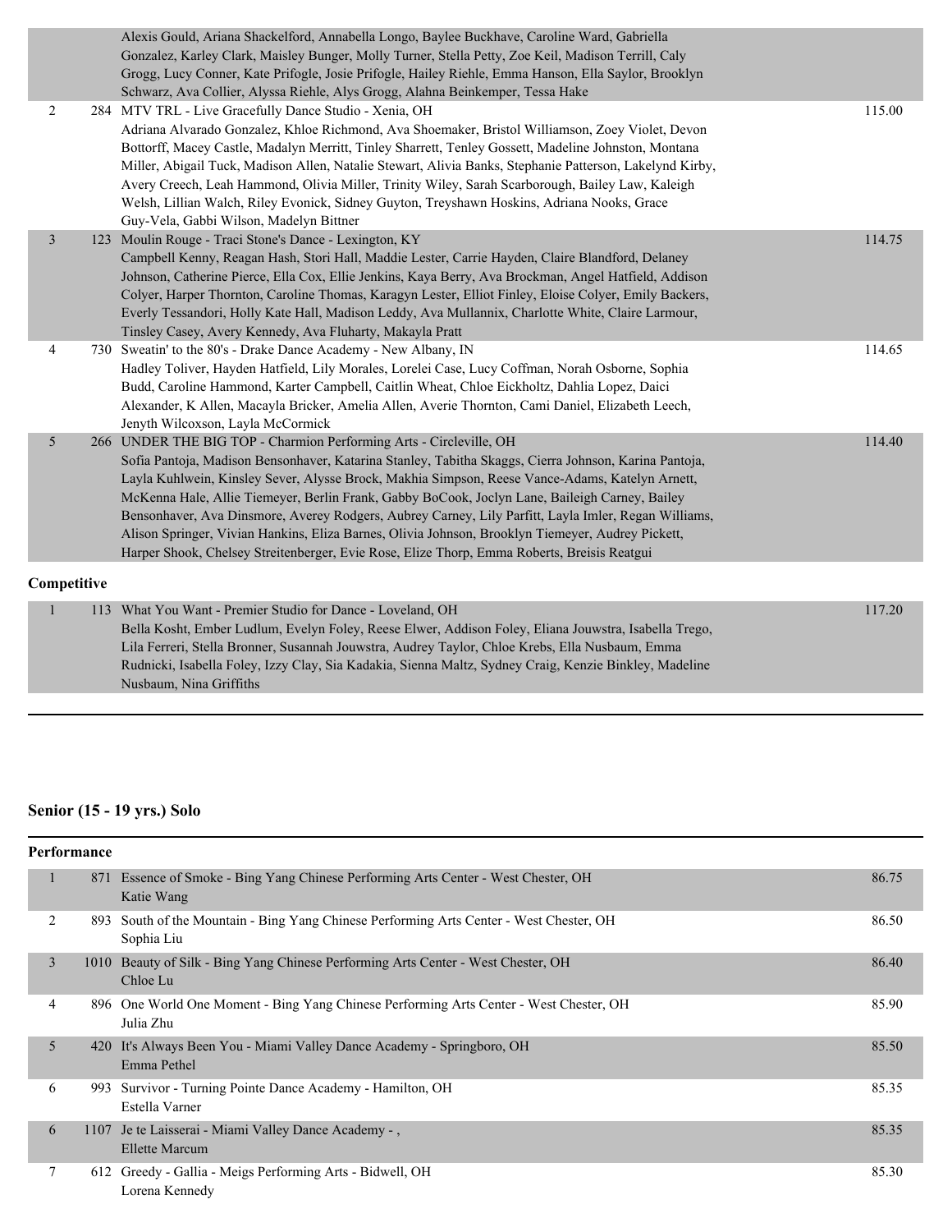| | | | |
|---|---|---|---|
| | | Alexis Gould, Ariana Shackelford, Annabella Longo, Baylee Buckhave, Caroline Ward, Gabriella Gonzalez, Karley Clark, Maisley Bunger, Molly Turner, Stella Petty, Zoe Keil, Madison Terrill, Caly Grogg, Lucy Conner, Kate Prifogle, Josie Prifogle, Hailey Riehle, Emma Hanson, Ella Saylor, Brooklyn Schwarz, Ava Collier, Alyssa Riehle, Alys Grogg, Alahna Beinkemper, Tessa Hake | |
| 2 | 284 | MTV TRL - Live Gracefully Dance Studio - Xenia, OH<br>Adriana Alvarado Gonzalez, Khloe Richmond, Ava Shoemaker, Bristol Williamson, Zoey Violet, Devon Bottorff, Macey Castle, Madalyn Merritt, Tinley Sharrett, Tenley Gossett, Madeline Johnston, Montana Miller, Abigail Tuck, Madison Allen, Natalie Stewart, Alivia Banks, Stephanie Patterson, Lakelynd Kirby, Avery Creech, Leah Hammond, Olivia Miller, Trinity Wiley, Sarah Scarborough, Bailey Law, Kaleigh Welsh, Lillian Walch, Riley Evonick, Sidney Guyton, Treyshawn Hoskins, Adriana Nooks, Grace Guy-Vela, Gabbi Wilson, Madelyn Bittner | 115.00 |
| 3 | 123 | Moulin Rouge - Traci Stone's Dance - Lexington, KY<br>Campbell Kenny, Reagan Hash, Stori Hall, Maddie Lester, Carrie Hayden, Claire Blandford, Delaney Johnson, Catherine Pierce, Ella Cox, Ellie Jenkins, Kaya Berry, Ava Brockman, Angel Hatfield, Addison Colyer, Harper Thornton, Caroline Thomas, Karagyn Lester, Elliot Finley, Eloise Colyer, Emily Backers, Everly Tessandori, Holly Kate Hall, Madison Leddy, Ava Mullannix, Charlotte White, Claire Larmour, Tinsley Casey, Avery Kennedy, Ava Fluharty, Makayla Pratt | 114.75 |
| 4 | 730 | Sweatin' to the 80's - Drake Dance Academy - New Albany, IN<br>Hadley Toliver, Hayden Hatfield, Lily Morales, Lorelei Case, Lucy Coffman, Norah Osborne, Sophia Budd, Caroline Hammond, Karter Campbell, Caitlin Wheat, Chloe Eickholtz, Dahlia Lopez, Daici Alexander, K Allen, Macayla Bricker, Amelia Allen, Averie Thornton, Cami Daniel, Elizabeth Leech, Jenyth Wilcoxson, Layla McCormick | 114.65 |
| 5 | 266 | UNDER THE BIG TOP - Charmion Performing Arts - Circleville, OH<br>Sofia Pantoja, Madison Bensonhaver, Katarina Stanley, Tabitha Skaggs, Cierra Johnson, Karina Pantoja, Layla Kuhlwein, Kinsley Sever, Alysse Brock, Makhia Simpson, Reese Vance-Adams, Katelyn Arnett, McKenna Hale, Allie Tiemeyer, Berlin Frank, Gabby BoCook, Joclyn Lane, Baileigh Carney, Bailey Bensonhaver, Ava Dinsmore, Averey Rodgers, Aubrey Carney, Lily Parfitt, Layla Imler, Regan Williams, Alison Springer, Vivian Hankins, Eliza Barnes, Olivia Johnson, Brooklyn Tiemeyer, Audrey Pickett, Harper Shook, Chelsey Streitenberger, Evie Rose, Elize Thorp, Emma Roberts, Breisis Reatgui | 114.40 |

**Competitive**

| | | | |
|---|---|---|---|
| 1 | 113 | What You Want - Premier Studio for Dance - Loveland, OH<br>Bella Kosht, Ember Ludlum, Evelyn Foley, Reese Elwer, Addison Foley, Eliana Jouwstra, Isabella Trego, Lila Ferreri, Stella Bronner, Susannah Jouwstra, Audrey Taylor, Chloe Krebs, Ella Nusbaum, Emma Rudnicki, Isabella Foley, Izzy Clay, Sia Kadakia, Sienna Maltz, Sydney Craig, Kenzie Binkley, Madeline Nusbaum, Nina Griffiths | 117.20 |

## Senior (15 - 19 yrs.) Solo

**Performance**

| | | | |
|---|---|---|---|
| 1 | 871 | Essence of Smoke - Bing Yang Chinese Performing Arts Center - West Chester, OH<br>Katie Wang | 86.75 |
| 2 | 893 | South of the Mountain - Bing Yang Chinese Performing Arts Center - West Chester, OH<br>Sophia Liu | 86.50 |
| 3 | 1010 | Beauty of Silk - Bing Yang Chinese Performing Arts Center - West Chester, OH<br>Chloe Lu | 86.40 |
| 4 | 896 | One World One Moment - Bing Yang Chinese Performing Arts Center - West Chester, OH<br>Julia Zhu | 85.90 |
| 5 | 420 | It's Always Been You - Miami Valley Dance Academy - Springboro, OH<br>Emma Pethel | 85.50 |
| 6 | 993 | Survivor - Turning Pointe Dance Academy - Hamilton, OH<br>Estella Varner | 85.35 |
| 6 | 1107 | Je te Laisserai - Miami Valley Dance Academy - ,<br>Ellette Marcum | 85.35 |
| 7 | 612 | Greedy - Gallia - Meigs Performing Arts - Bidwell, OH<br>Lorena Kennedy | 85.30 |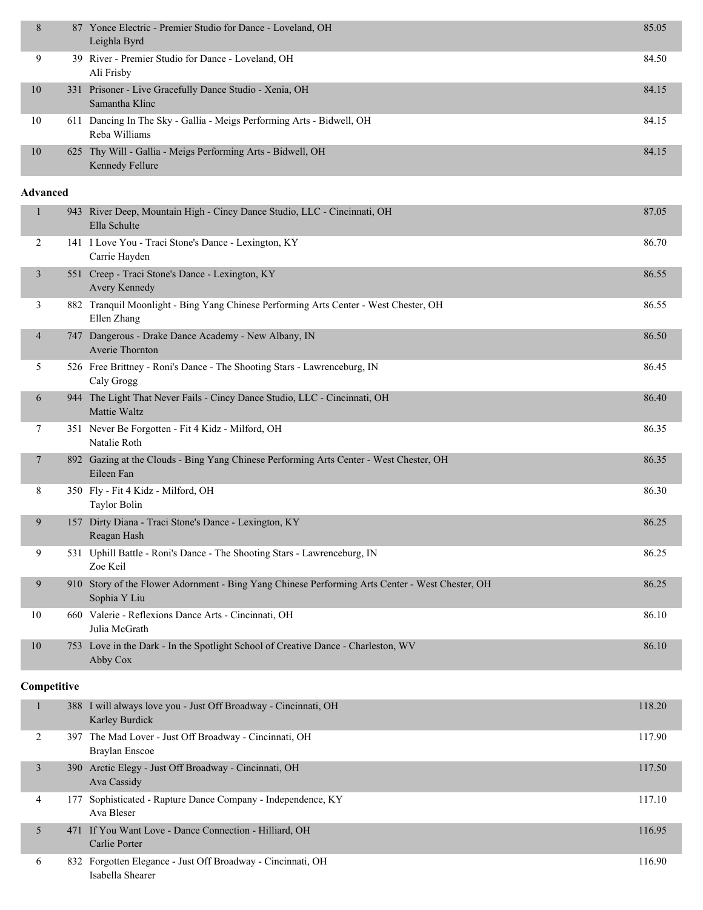| Place | No. | Entry | Score |
|---|---|---|---|
| 8 | 87 | Yonce Electric - Premier Studio for Dance - Loveland, OH<br>Leighla Byrd | 85.05 |
| 9 | 39 | River - Premier Studio for Dance - Loveland, OH<br>Ali Frisby | 84.50 |
| 10 | 331 | Prisoner - Live Gracefully Dance Studio - Xenia, OH<br>Samantha Klinc | 84.15 |
| 10 | 611 | Dancing In The Sky - Gallia - Meigs Performing Arts - Bidwell, OH<br>Reba Williams | 84.15 |
| 10 | 625 | Thy Will - Gallia - Meigs Performing Arts - Bidwell, OH<br>Kennedy Fellure | 84.15 |

**Advanced**

| Place | No. | Entry | Score |
|---|---|---|---|
| 1 | 943 | River Deep, Mountain High - Cincy Dance Studio, LLC - Cincinnati, OH<br>Ella Schulte | 87.05 |
| 2 | 141 | I Love You - Traci Stone's Dance - Lexington, KY<br>Carrie Hayden | 86.70 |
| 3 | 551 | Creep - Traci Stone's Dance - Lexington, KY<br>Avery Kennedy | 86.55 |
| 3 | 882 | Tranquil Moonlight - Bing Yang Chinese Performing Arts Center - West Chester, OH<br>Ellen Zhang | 86.55 |
| 4 | 747 | Dangerous - Drake Dance Academy - New Albany, IN<br>Averie Thornton | 86.50 |
| 5 | 526 | Free Brittney - Roni's Dance - The Shooting Stars - Lawrenceburg, IN<br>Caly Grogg | 86.45 |
| 6 | 944 | The Light That Never Fails - Cincy Dance Studio, LLC - Cincinnati, OH<br>Mattie Waltz | 86.40 |
| 7 | 351 | Never Be Forgotten - Fit 4 Kidz - Milford, OH<br>Natalie Roth | 86.35 |
| 7 | 892 | Gazing at the Clouds - Bing Yang Chinese Performing Arts Center - West Chester, OH<br>Eileen Fan | 86.35 |
| 8 | 350 | Fly - Fit 4 Kidz - Milford, OH<br>Taylor Bolin | 86.30 |
| 9 | 157 | Dirty Diana - Traci Stone's Dance - Lexington, KY<br>Reagan Hash | 86.25 |
| 9 | 531 | Uphill Battle - Roni's Dance - The Shooting Stars - Lawrenceburg, IN<br>Zoe Keil | 86.25 |
| 9 | 910 | Story of the Flower Adornment - Bing Yang Chinese Performing Arts Center - West Chester, OH<br>Sophia Y Liu | 86.25 |
| 10 | 660 | Valerie - Reflexions Dance Arts - Cincinnati, OH<br>Julia McGrath | 86.10 |
| 10 | 753 | Love in the Dark - In the Spotlight School of Creative Dance - Charleston, WV<br>Abby Cox | 86.10 |

**Competitive**

| Place | No. | Entry | Score |
|---|---|---|---|
| 1 | 388 | I will always love you - Just Off Broadway - Cincinnati, OH<br>Karley Burdick | 118.20 |
| 2 | 397 | The Mad Lover - Just Off Broadway - Cincinnati, OH<br>Braylan Enscoe | 117.90 |
| 3 | 390 | Arctic Elegy - Just Off Broadway - Cincinnati, OH<br>Ava Cassidy | 117.50 |
| 4 | 177 | Sophisticated - Rapture Dance Company - Independence, KY<br>Ava Bleser | 117.10 |
| 5 | 471 | If You Want Love - Dance Connection - Hilliard, OH<br>Carlie Porter | 116.95 |
| 6 | 832 | Forgotten Elegance - Just Off Broadway - Cincinnati, OH<br>Isabella Shearer | 116.90 |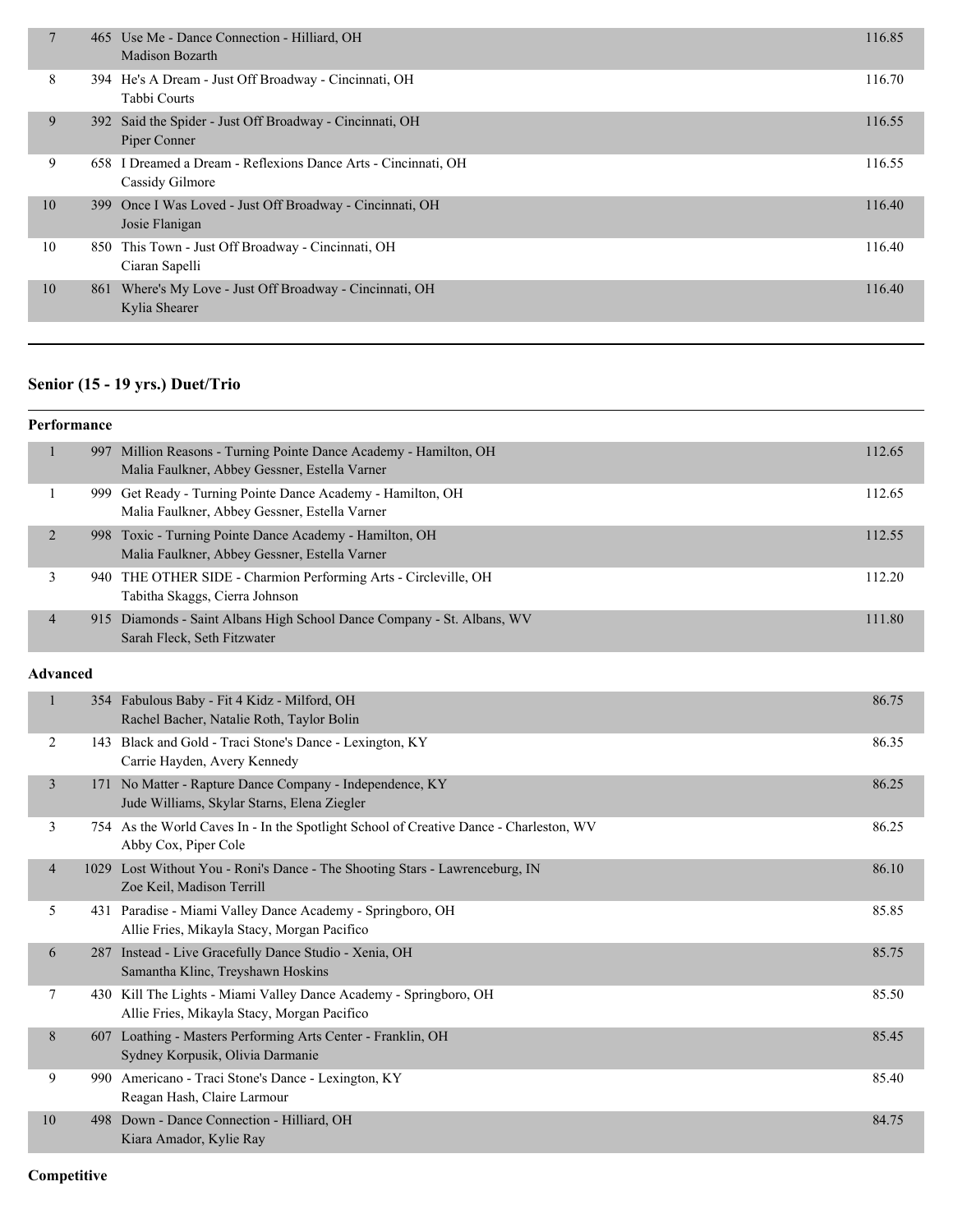| Place | No. | Entry | Score |
|---|---|---|---|
| 7 | 465 | Use Me - Dance Connection - Hilliard, OH<br>Madison Bozarth | 116.85 |
| 8 | 394 | He's A Dream - Just Off Broadway - Cincinnati, OH<br>Tabbi Courts | 116.70 |
| 9 | 392 | Said the Spider - Just Off Broadway - Cincinnati, OH<br>Piper Conner | 116.55 |
| 9 | 658 | I Dreamed a Dream - Reflexions Dance Arts - Cincinnati, OH<br>Cassidy Gilmore | 116.55 |
| 10 | 399 | Once I Was Loved - Just Off Broadway - Cincinnati, OH<br>Josie Flanigan | 116.40 |
| 10 | 850 | This Town - Just Off Broadway - Cincinnati, OH<br>Ciaran Sapelli | 116.40 |
| 10 | 861 | Where's My Love - Just Off Broadway - Cincinnati, OH<br>Kylia Shearer | 116.40 |

## Senior (15 - 19 yrs.) Duet/Trio

### Performance

| Place | No. | Entry | Score |
|---|---|---|---|
| 1 | 997 | Million Reasons - Turning Pointe Dance Academy - Hamilton, OH<br>Malia Faulkner, Abbey Gessner, Estella Varner | 112.65 |
| 1 | 999 | Get Ready - Turning Pointe Dance Academy - Hamilton, OH<br>Malia Faulkner, Abbey Gessner, Estella Varner | 112.65 |
| 2 | 998 | Toxic - Turning Pointe Dance Academy - Hamilton, OH<br>Malia Faulkner, Abbey Gessner, Estella Varner | 112.55 |
| 3 | 940 | THE OTHER SIDE - Charmion Performing Arts - Circleville, OH<br>Tabitha Skaggs, Cierra Johnson | 112.20 |
| 4 | 915 | Diamonds - Saint Albans High School Dance Company - St. Albans, WV<br>Sarah Fleck, Seth Fitzwater | 111.80 |

### Advanced

| Place | No. | Entry | Score |
|---|---|---|---|
| 1 | 354 | Fabulous Baby - Fit 4 Kidz - Milford, OH<br>Rachel Bacher, Natalie Roth, Taylor Bolin | 86.75 |
| 2 | 143 | Black and Gold - Traci Stone's Dance - Lexington, KY<br>Carrie Hayden, Avery Kennedy | 86.35 |
| 3 | 171 | No Matter - Rapture Dance Company - Independence, KY<br>Jude Williams, Skylar Starns, Elena Ziegler | 86.25 |
| 3 | 754 | As the World Caves In - In the Spotlight School of Creative Dance - Charleston, WV<br>Abby Cox, Piper Cole | 86.25 |
| 4 | 1029 | Lost Without You - Roni's Dance - The Shooting Stars - Lawrenceburg, IN<br>Zoe Keil, Madison Terrill | 86.10 |
| 5 | 431 | Paradise - Miami Valley Dance Academy - Springboro, OH<br>Allie Fries, Mikayla Stacy, Morgan Pacifico | 85.85 |
| 6 | 287 | Instead - Live Gracefully Dance Studio - Xenia, OH<br>Samantha Klinc, Treyshawn Hoskins | 85.75 |
| 7 | 430 | Kill The Lights - Miami Valley Dance Academy - Springboro, OH<br>Allie Fries, Mikayla Stacy, Morgan Pacifico | 85.50 |
| 8 | 607 | Loathing - Masters Performing Arts Center - Franklin, OH<br>Sydney Korpusik, Olivia Darmanie | 85.45 |
| 9 | 990 | Americano - Traci Stone's Dance - Lexington, KY<br>Reagan Hash, Claire Larmour | 85.40 |
| 10 | 498 | Down - Dance Connection - Hilliard, OH<br>Kiara Amador, Kylie Ray | 84.75 |

### Competitive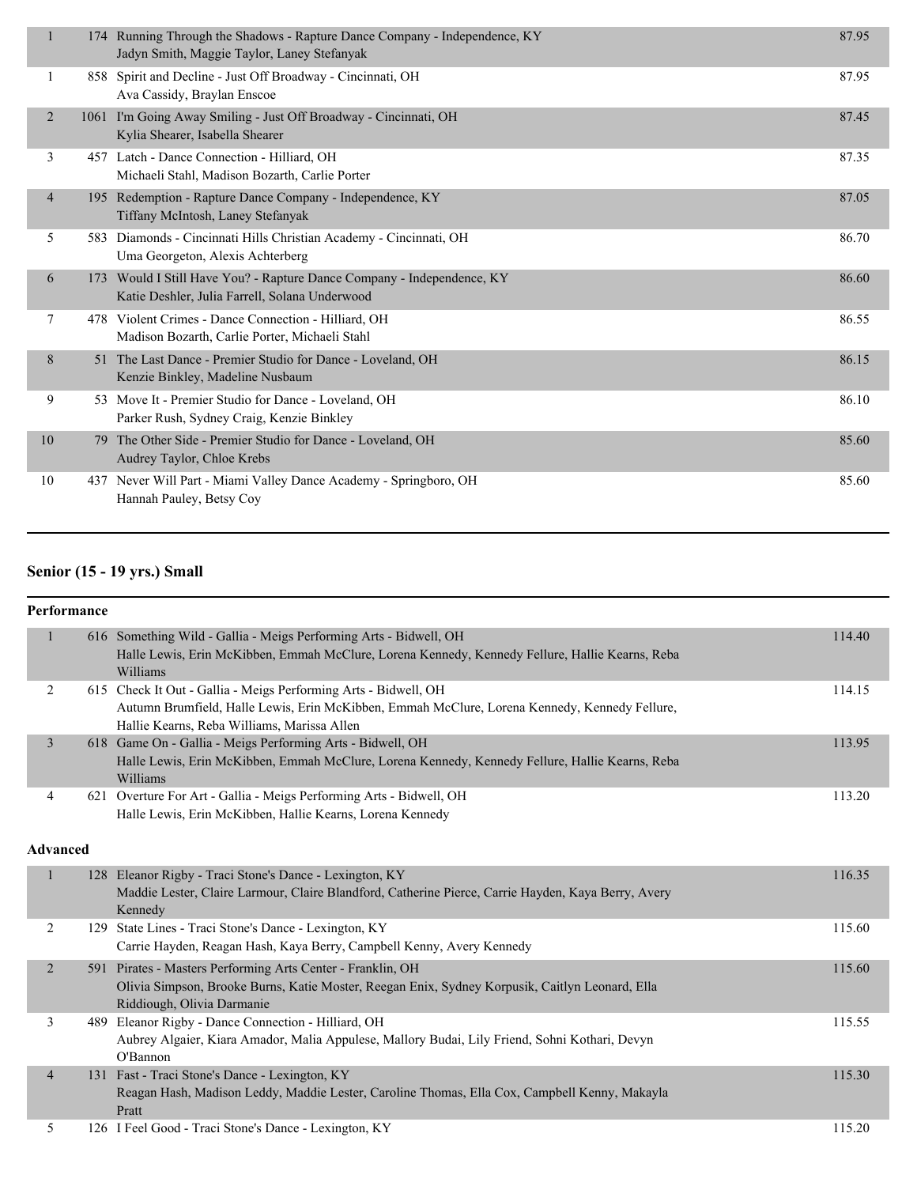| Place | No. | Routine / Studio / Dancers | Score |
|---|---|---|---|
| 1 | 174 | Running Through the Shadows - Rapture Dance Company - Independence, KY<br>Jadyn Smith, Maggie Taylor, Laney Stefanyak | 87.95 |
| 1 | 858 | Spirit and Decline - Just Off Broadway - Cincinnati, OH<br>Ava Cassidy, Braylan Enscoe | 87.95 |
| 2 | 1061 | I'm Going Away Smiling - Just Off Broadway - Cincinnati, OH<br>Kylia Shearer, Isabella Shearer | 87.45 |
| 3 | 457 | Latch - Dance Connection - Hilliard, OH<br>Michaeli Stahl, Madison Bozarth, Carlie Porter | 87.35 |
| 4 | 195 | Redemption - Rapture Dance Company - Independence, KY<br>Tiffany McIntosh, Laney Stefanyak | 87.05 |
| 5 | 583 | Diamonds - Cincinnati Hills Christian Academy - Cincinnati, OH<br>Uma Georgeton, Alexis Achterberg | 86.70 |
| 6 | 173 | Would I Still Have You? - Rapture Dance Company - Independence, KY<br>Katie Deshler, Julia Farrell, Solana Underwood | 86.60 |
| 7 | 478 | Violent Crimes - Dance Connection - Hilliard, OH<br>Madison Bozarth, Carlie Porter, Michaeli Stahl | 86.55 |
| 8 | 51 | The Last Dance - Premier Studio for Dance - Loveland, OH<br>Kenzie Binkley, Madeline Nusbaum | 86.15 |
| 9 | 53 | Move It - Premier Studio for Dance - Loveland, OH<br>Parker Rush, Sydney Craig, Kenzie Binkley | 86.10 |
| 10 | 79 | The Other Side - Premier Studio for Dance - Loveland, OH<br>Audrey Taylor, Chloe Krebs | 85.60 |
| 10 | 437 | Never Will Part - Miami Valley Dance Academy - Springboro, OH<br>Hannah Pauley, Betsy Coy | 85.60 |

## Senior (15 - 19 yrs.) Small

### Performance

| Place | No. | Routine / Studio / Dancers | Score |
|---|---|---|---|
| 1 | 616 | Something Wild - Gallia - Meigs Performing Arts - Bidwell, OH<br>Halle Lewis, Erin McKibben, Emmah McClure, Lorena Kennedy, Kennedy Fellure, Hallie Kearns, Reba Williams | 114.40 |
| 2 | 615 | Check It Out - Gallia - Meigs Performing Arts - Bidwell, OH<br>Autumn Brumfield, Halle Lewis, Erin McKibben, Emmah McClure, Lorena Kennedy, Kennedy Fellure, Hallie Kearns, Reba Williams, Marissa Allen | 114.15 |
| 3 | 618 | Game On - Gallia - Meigs Performing Arts - Bidwell, OH<br>Halle Lewis, Erin McKibben, Emmah McClure, Lorena Kennedy, Kennedy Fellure, Hallie Kearns, Reba Williams | 113.95 |
| 4 | 621 | Overture For Art - Gallia - Meigs Performing Arts - Bidwell, OH<br>Halle Lewis, Erin McKibben, Hallie Kearns, Lorena Kennedy | 113.20 |

### Advanced

| Place | No. | Routine / Studio / Dancers | Score |
|---|---|---|---|
| 1 | 128 | Eleanor Rigby - Traci Stone's Dance - Lexington, KY<br>Maddie Lester, Claire Larmour, Claire Blandford, Catherine Pierce, Carrie Hayden, Kaya Berry, Avery Kennedy | 116.35 |
| 2 | 129 | State Lines - Traci Stone's Dance - Lexington, KY<br>Carrie Hayden, Reagan Hash, Kaya Berry, Campbell Kenny, Avery Kennedy | 115.60 |
| 2 | 591 | Pirates - Masters Performing Arts Center - Franklin, OH<br>Olivia Simpson, Brooke Burns, Katie Moster, Reegan Enix, Sydney Korpusik, Caitlyn Leonard, Ella Riddiough, Olivia Darmanie | 115.60 |
| 3 | 489 | Eleanor Rigby - Dance Connection - Hilliard, OH<br>Aubrey Algaier, Kiara Amador, Malia Appulese, Mallory Budai, Lily Friend, Sohni Kothari, Devyn O'Bannon | 115.55 |
| 4 | 131 | Fast - Traci Stone's Dance - Lexington, KY<br>Reagan Hash, Madison Leddy, Maddie Lester, Caroline Thomas, Ella Cox, Campbell Kenny, Makayla Pratt | 115.30 |
| 5 | 126 | I Feel Good - Traci Stone's Dance - Lexington, KY | 115.20 |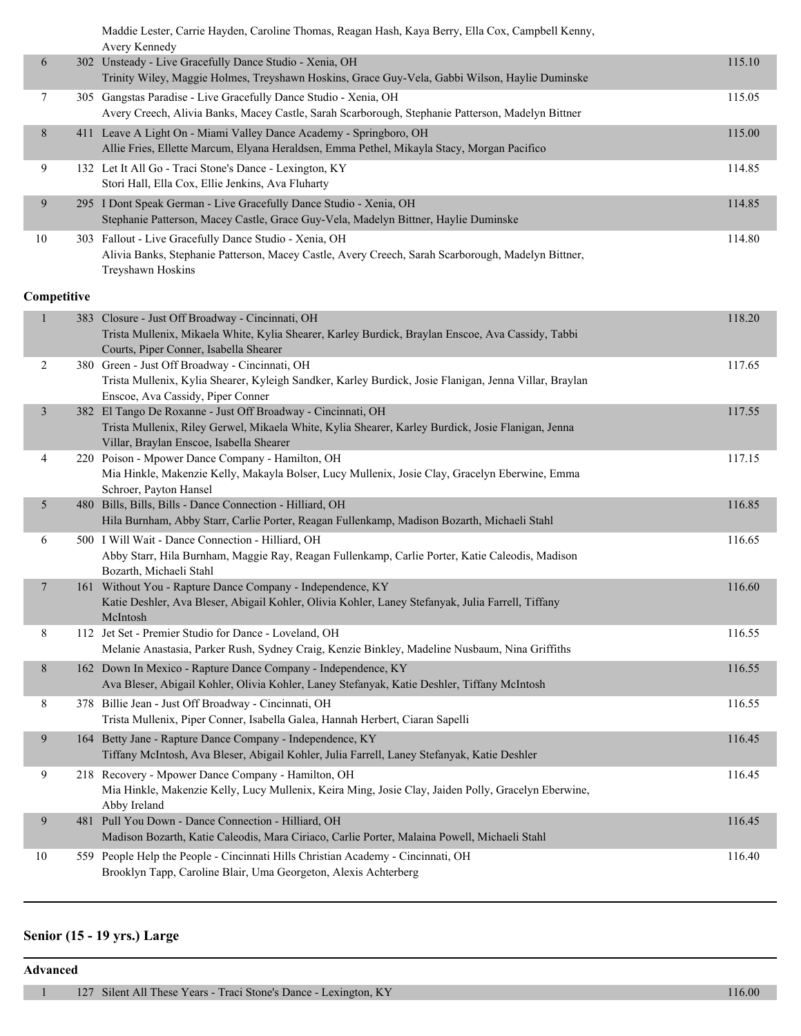| | | | |
|---|---|---|---|
| | | Maddie Lester, Carrie Hayden, Caroline Thomas, Reagan Hash, Kaya Berry, Ella Cox, Campbell Kenny, Avery Kennedy | |
| 6 | 302 | Unsteady - Live Gracefully Dance Studio - Xenia, OH<br>Trinity Wiley, Maggie Holmes, Treyshawn Hoskins, Grace Guy-Vela, Gabbi Wilson, Haylie Duminske | 115.10 |
| 7 | 305 | Gangstas Paradise - Live Gracefully Dance Studio - Xenia, OH<br>Avery Creech, Alivia Banks, Macey Castle, Sarah Scarborough, Stephanie Patterson, Madelyn Bittner | 115.05 |
| 8 | 411 | Leave A Light On - Miami Valley Dance Academy - Springboro, OH<br>Allie Fries, Ellette Marcum, Elyana Heraldsen, Emma Pethel, Mikayla Stacy, Morgan Pacifico | 115.00 |
| 9 | 132 | Let It All Go - Traci Stone's Dance - Lexington, KY<br>Stori Hall, Ella Cox, Ellie Jenkins, Ava Fluharty | 114.85 |
| 9 | 295 | I Dont Speak German - Live Gracefully Dance Studio - Xenia, OH<br>Stephanie Patterson, Macey Castle, Grace Guy-Vela, Madelyn Bittner, Haylie Duminske | 114.85 |
| 10 | 303 | Fallout - Live Gracefully Dance Studio - Xenia, OH<br>Alivia Banks, Stephanie Patterson, Macey Castle, Avery Creech, Sarah Scarborough, Madelyn Bittner, Treyshawn Hoskins | 114.80 |

**Competitive**

| | | | |
|---|---|---|---|
| 1 | 383 | Closure - Just Off Broadway - Cincinnati, OH<br>Trista Mullenix, Mikaela White, Kylia Shearer, Karley Burdick, Braylan Enscoe, Ava Cassidy, Tabbi Courts, Piper Conner, Isabella Shearer | 118.20 |
| 2 | 380 | Green - Just Off Broadway - Cincinnati, OH<br>Trista Mullenix, Kylia Shearer, Kyleigh Sandker, Karley Burdick, Josie Flanigan, Jenna Villar, Braylan Enscoe, Ava Cassidy, Piper Conner | 117.65 |
| 3 | 382 | El Tango De Roxanne - Just Off Broadway - Cincinnati, OH<br>Trista Mullenix, Riley Gerwel, Mikaela White, Kylia Shearer, Karley Burdick, Josie Flanigan, Jenna Villar, Braylan Enscoe, Isabella Shearer | 117.55 |
| 4 | 220 | Poison - Mpower Dance Company - Hamilton, OH<br>Mia Hinkle, Makenzie Kelly, Makayla Bolser, Lucy Mullenix, Josie Clay, Gracelyn Eberwine, Emma Schroer, Payton Hansel | 117.15 |
| 5 | 480 | Bills, Bills, Bills - Dance Connection - Hilliard, OH<br>Hila Burnham, Abby Starr, Carlie Porter, Reagan Fullenkamp, Madison Bozarth, Michaeli Stahl | 116.85 |
| 6 | 500 | I Will Wait - Dance Connection - Hilliard, OH<br>Abby Starr, Hila Burnham, Maggie Ray, Reagan Fullenkamp, Carlie Porter, Katie Caleodis, Madison Bozarth, Michaeli Stahl | 116.65 |
| 7 | 161 | Without You - Rapture Dance Company - Independence, KY<br>Katie Deshler, Ava Bleser, Abigail Kohler, Olivia Kohler, Laney Stefanyak, Julia Farrell, Tiffany McIntosh | 116.60 |
| 8 | 112 | Jet Set - Premier Studio for Dance - Loveland, OH<br>Melanie Anastasia, Parker Rush, Sydney Craig, Kenzie Binkley, Madeline Nusbaum, Nina Griffiths | 116.55 |
| 8 | 162 | Down In Mexico - Rapture Dance Company - Independence, KY<br>Ava Bleser, Abigail Kohler, Olivia Kohler, Laney Stefanyak, Katie Deshler, Tiffany McIntosh | 116.55 |
| 8 | 378 | Billie Jean - Just Off Broadway - Cincinnati, OH<br>Trista Mullenix, Piper Conner, Isabella Galea, Hannah Herbert, Ciaran Sapelli | 116.55 |
| 9 | 164 | Betty Jane - Rapture Dance Company - Independence, KY<br>Tiffany McIntosh, Ava Bleser, Abigail Kohler, Julia Farrell, Laney Stefanyak, Katie Deshler | 116.45 |
| 9 | 218 | Recovery - Mpower Dance Company - Hamilton, OH<br>Mia Hinkle, Makenzie Kelly, Lucy Mullenix, Keira Ming, Josie Clay, Jaiden Polly, Gracelyn Eberwine, Abby Ireland | 116.45 |
| 9 | 481 | Pull You Down - Dance Connection - Hilliard, OH<br>Madison Bozarth, Katie Caleodis, Mara Ciriaco, Carlie Porter, Malaina Powell, Michaeli Stahl | 116.45 |
| 10 | 559 | People Help the People - Cincinnati Hills Christian Academy - Cincinnati, OH<br>Brooklyn Tapp, Caroline Blair, Uma Georgeton, Alexis Achterberg | 116.40 |

## Senior (15 - 19 yrs.) Large

**Advanced**

| | | | |
|---|---|---|---|
| 1 | 127 | Silent All These Years - Traci Stone's Dance - Lexington, KY | 116.00 |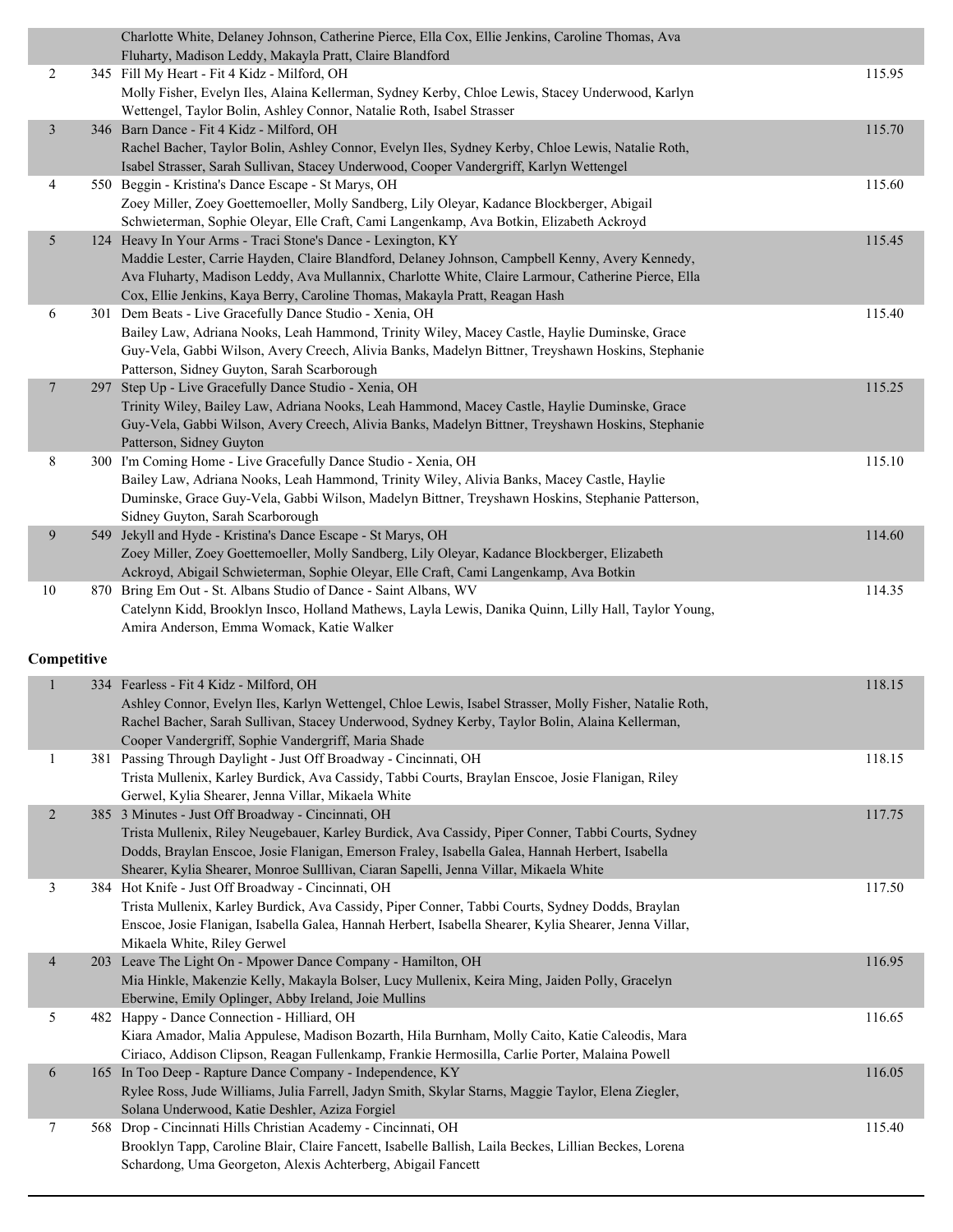| Place | No. | Entry | Score |
|---|---|---|---|
| | | Charlotte White, Delaney Johnson, Catherine Pierce, Ella Cox, Ellie Jenkins, Caroline Thomas, Ava Fluharty, Madison Leddy, Makayla Pratt, Claire Blandford | |
| 2 | 345 | Fill My Heart - Fit 4 Kidz - Milford, OH<br>Molly Fisher, Evelyn Iles, Alaina Kellerman, Sydney Kerby, Chloe Lewis, Stacey Underwood, Karlyn Wettengel, Taylor Bolin, Ashley Connor, Natalie Roth, Isabel Strasser | 115.95 |
| 3 | 346 | Barn Dance - Fit 4 Kidz - Milford, OH<br>Rachel Bacher, Taylor Bolin, Ashley Connor, Evelyn Iles, Sydney Kerby, Chloe Lewis, Natalie Roth, Isabel Strasser, Sarah Sullivan, Stacey Underwood, Cooper Vandergriff, Karlyn Wettengel | 115.70 |
| 4 | 550 | Beggin - Kristina's Dance Escape - St Marys, OH<br>Zoey Miller, Zoey Goettemoeller, Molly Sandberg, Lily Oleyar, Kadance Blockberger, Abigail Schwieterman, Sophie Oleyar, Elle Craft, Cami Langenkamp, Ava Botkin, Elizabeth Ackroyd | 115.60 |
| 5 | 124 | Heavy In Your Arms - Traci Stone's Dance - Lexington, KY<br>Maddie Lester, Carrie Hayden, Claire Blandford, Delaney Johnson, Campbell Kenny, Avery Kennedy, Ava Fluharty, Madison Leddy, Ava Mullannix, Charlotte White, Claire Larmour, Catherine Pierce, Ella Cox, Ellie Jenkins, Kaya Berry, Caroline Thomas, Makayla Pratt, Reagan Hash | 115.45 |
| 6 | 301 | Dem Beats - Live Gracefully Dance Studio - Xenia, OH<br>Bailey Law, Adriana Nooks, Leah Hammond, Trinity Wiley, Macey Castle, Haylie Duminske, Grace Guy-Vela, Gabbi Wilson, Avery Creech, Alivia Banks, Madelyn Bittner, Treyshawn Hoskins, Stephanie Patterson, Sidney Guyton, Sarah Scarborough | 115.40 |
| 7 | 297 | Step Up - Live Gracefully Dance Studio - Xenia, OH<br>Trinity Wiley, Bailey Law, Adriana Nooks, Leah Hammond, Macey Castle, Haylie Duminske, Grace Guy-Vela, Gabbi Wilson, Avery Creech, Alivia Banks, Madelyn Bittner, Treyshawn Hoskins, Stephanie Patterson, Sidney Guyton | 115.25 |
| 8 | 300 | I'm Coming Home - Live Gracefully Dance Studio - Xenia, OH<br>Bailey Law, Adriana Nooks, Leah Hammond, Trinity Wiley, Alivia Banks, Macey Castle, Haylie Duminske, Grace Guy-Vela, Gabbi Wilson, Madelyn Bittner, Treyshawn Hoskins, Stephanie Patterson, Sidney Guyton, Sarah Scarborough | 115.10 |
| 9 | 549 | Jekyll and Hyde - Kristina's Dance Escape - St Marys, OH<br>Zoey Miller, Zoey Goettemoeller, Molly Sandberg, Lily Oleyar, Kadance Blockberger, Elizabeth Ackroyd, Abigail Schwieterman, Sophie Oleyar, Elle Craft, Cami Langenkamp, Ava Botkin | 114.60 |
| 10 | 870 | Bring Em Out - St. Albans Studio of Dance - Saint Albans, WV<br>Catelynn Kidd, Brooklyn Insco, Holland Mathews, Layla Lewis, Danika Quinn, Lilly Hall, Taylor Young, Amira Anderson, Emma Womack, Katie Walker | 114.35 |

**Competitive**

| Place | No. | Entry | Score |
|---|---|---|---|
| 1 | 334 | Fearless - Fit 4 Kidz - Milford, OH<br>Ashley Connor, Evelyn Iles, Karlyn Wettengel, Chloe Lewis, Isabel Strasser, Molly Fisher, Natalie Roth, Rachel Bacher, Sarah Sullivan, Stacey Underwood, Sydney Kerby, Taylor Bolin, Alaina Kellerman, Cooper Vandergriff, Sophie Vandergriff, Maria Shade | 118.15 |
| 1 | 381 | Passing Through Daylight - Just Off Broadway - Cincinnati, OH<br>Trista Mullenix, Karley Burdick, Ava Cassidy, Tabbi Courts, Braylan Enscoe, Josie Flanigan, Riley Gerwel, Kylia Shearer, Jenna Villar, Mikaela White | 118.15 |
| 2 | 385 | 3 Minutes - Just Off Broadway - Cincinnati, OH<br>Trista Mullenix, Riley Neugebauer, Karley Burdick, Ava Cassidy, Piper Conner, Tabbi Courts, Sydney Dodds, Braylan Enscoe, Josie Flanigan, Emerson Fraley, Isabella Galea, Hannah Herbert, Isabella Shearer, Kylia Shearer, Monroe Sulllivan, Ciaran Sapelli, Jenna Villar, Mikaela White | 117.75 |
| 3 | 384 | Hot Knife - Just Off Broadway - Cincinnati, OH<br>Trista Mullenix, Karley Burdick, Ava Cassidy, Piper Conner, Tabbi Courts, Sydney Dodds, Braylan Enscoe, Josie Flanigan, Isabella Galea, Hannah Herbert, Isabella Shearer, Kylia Shearer, Jenna Villar, Mikaela White, Riley Gerwel | 117.50 |
| 4 | 203 | Leave The Light On - Mpower Dance Company - Hamilton, OH<br>Mia Hinkle, Makenzie Kelly, Makayla Bolser, Lucy Mullenix, Keira Ming, Jaiden Polly, Gracelyn Eberwine, Emily Oplinger, Abby Ireland, Joie Mullins | 116.95 |
| 5 | 482 | Happy - Dance Connection - Hilliard, OH<br>Kiara Amador, Malia Appulese, Madison Bozarth, Hila Burnham, Molly Caito, Katie Caleodis, Mara Ciriaco, Addison Clipson, Reagan Fullenkamp, Frankie Hermosilla, Carlie Porter, Malaina Powell | 116.65 |
| 6 | 165 | In Too Deep - Rapture Dance Company - Independence, KY<br>Rylee Ross, Jude Williams, Julia Farrell, Jadyn Smith, Skylar Starns, Maggie Taylor, Elena Ziegler, Solana Underwood, Katie Deshler, Aziza Forgiel | 116.05 |
| 7 | 568 | Drop - Cincinnati Hills Christian Academy - Cincinnati, OH<br>Brooklyn Tapp, Caroline Blair, Claire Fancett, Isabelle Ballish, Laila Beckes, Lillian Beckes, Lorena Schardong, Uma Georgeton, Alexis Achterberg, Abigail Fancett | 115.40 |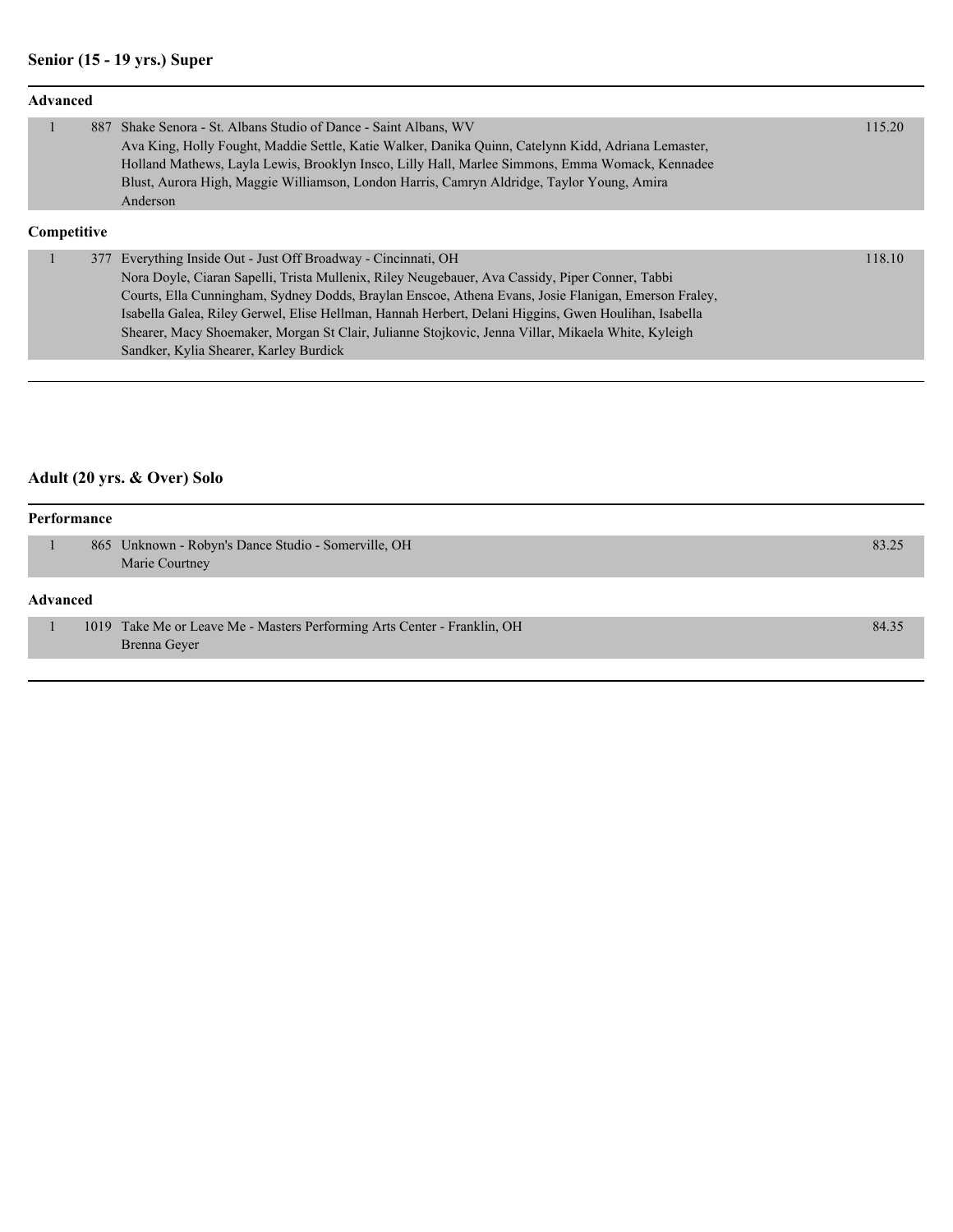## Senior (15 - 19 yrs.) Super

### Advanced

| | | | |
|---|---|---|---|
| 1 | 887 | Shake Senora - St. Albans Studio of Dance - Saint Albans, WV<br>Ava King, Holly Fought, Maddie Settle, Katie Walker, Danika Quinn, Catelynn Kidd, Adriana Lemaster, Holland Mathews, Layla Lewis, Brooklyn Insco, Lilly Hall, Marlee Simmons, Emma Womack, Kennadee Blust, Aurora High, Maggie Williamson, London Harris, Camryn Aldridge, Taylor Young, Amira Anderson | 115.20 |

### Competitive

| | | | |
|---|---|---|---|
| 1 | 377 | Everything Inside Out - Just Off Broadway - Cincinnati, OH<br>Nora Doyle, Ciaran Sapelli, Trista Mullenix, Riley Neugebauer, Ava Cassidy, Piper Conner, Tabbi Courts, Ella Cunningham, Sydney Dodds, Braylan Enscoe, Athena Evans, Josie Flanigan, Emerson Fraley, Isabella Galea, Riley Gerwel, Elise Hellman, Hannah Herbert, Delani Higgins, Gwen Houlihan, Isabella Shearer, Macy Shoemaker, Morgan St Clair, Julianne Stojkovic, Jenna Villar, Mikaela White, Kyleigh Sandker, Kylia Shearer, Karley Burdick | 118.10 |

## Adult (20 yrs. & Over) Solo

### Performance

| | | | |
|---|---|---|---|
| 1 | 865 | Unknown - Robyn's Dance Studio - Somerville, OH<br>Marie Courtney | 83.25 |

### Advanced

| | | | |
|---|---|---|---|
| 1 | 1019 | Take Me or Leave Me - Masters Performing Arts Center - Franklin, OH<br>Brenna Geyer | 84.35 |